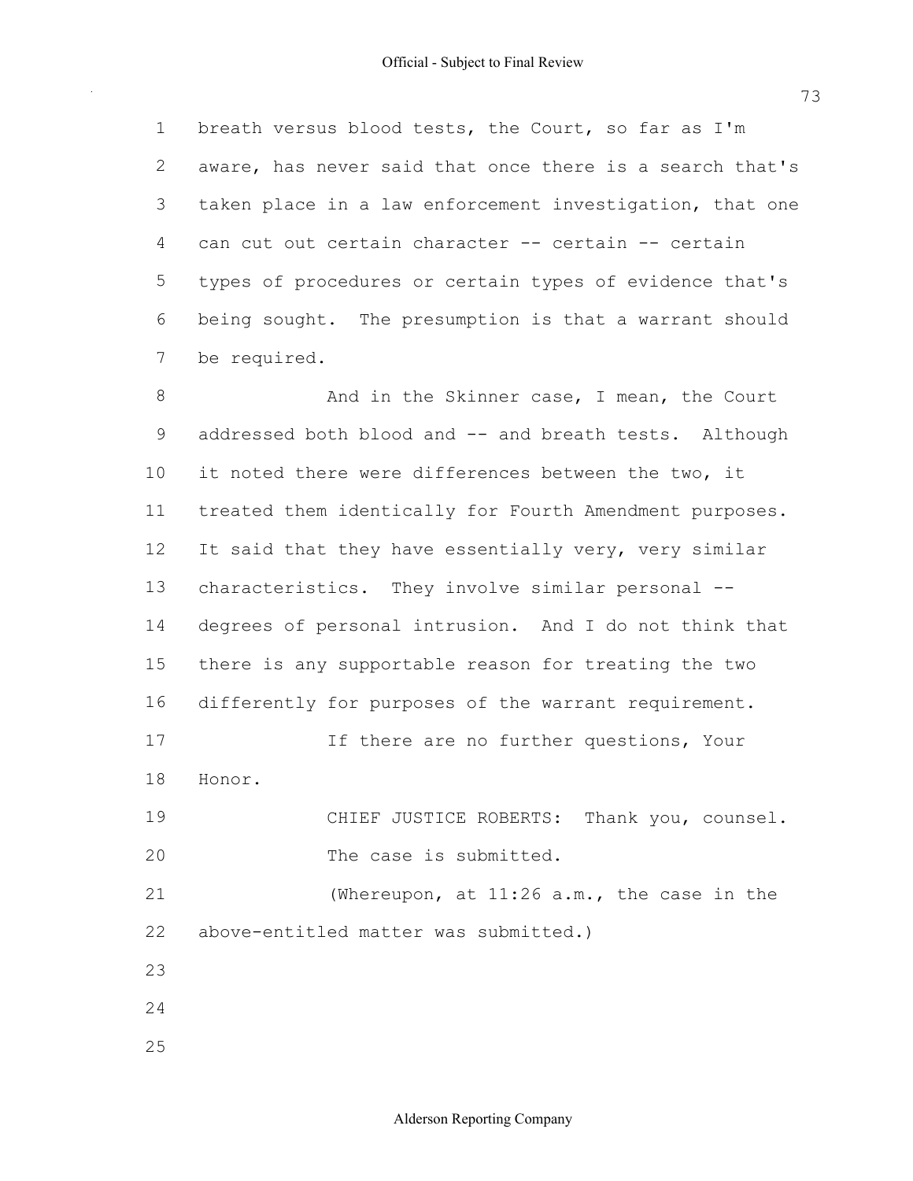breath versus blood tests, the Court, so far as I'm aware, has never said that once there is a search that's taken place in a law enforcement investigation, that one can cut out certain character -- certain -- certain types of procedures or certain types of evidence that's being sought. The presumption is that a warrant should be required.

And in the Skinner case, I mean, the Court addressed both blood and -- and breath tests. Although it noted there were differences between the two, it treated them identically for Fourth Amendment purposes. It said that they have essentially very, very similar characteristics. They involve similar personal -- degrees of personal intrusion. And I do not think that there is any supportable reason for treating the two differently for purposes of the warrant requirement.

If there are no further questions, Your Honor.

CHIEF JUSTICE ROBERTS: Thank you, counsel. The case is submitted.

(Whereupon, at 11:26 a.m., the case in the above-entitled matter was submitted.)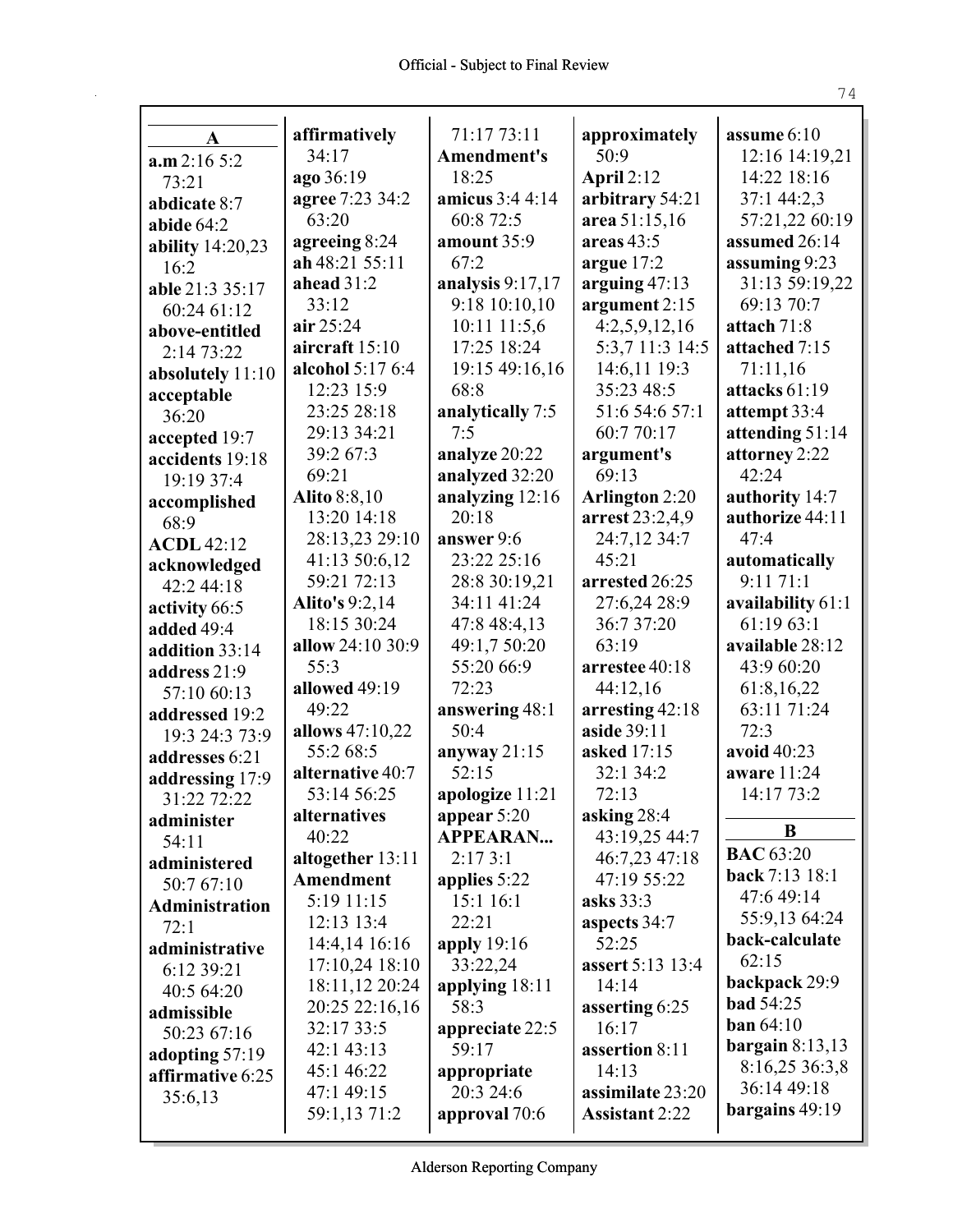## A

**a.m** 2:16 5:2 73:21
**abdicate** 8:7
**abide** 64:2
**ability** 14:20,23 16:2
**able** 21:3 35:17 60:24 61:12
**above-entitled** 2:14 73:22
**absolutely** 11:10
**acceptable** 36:20
**accepted** 19:7
**accidents** 19:18 19:19 37:4
**accomplished** 68:9
**ACDL** 42:12
**acknowledged** 42:2 44:18
**activity** 66:5
**added** 49:4
**addition** 33:14
**address** 21:9 57:10 60:13
**addressed** 19:2 19:3 24:3 73:9
**addresses** 6:21
**addressing** 17:9 31:22 72:22
**administer** 54:11
**administered** 50:7 67:10
**Administration** 72:1
**administrative** 6:12 39:21 40:5 64:20
**admissible** 50:23 67:16
**adopting** 57:19
**affirmative** 6:25 35:6,13
**affirmatively** 34:17
**ago** 36:19
**agree** 7:23 34:2 63:20
**agreeing** 8:24
**ah** 48:21 55:11
**ahead** 31:2 33:12
**air** 25:24
**aircraft** 15:10
**alcohol** 5:17 6:4 12:23 15:9 23:25 28:18 29:13 34:21 39:2 67:3 69:21
**Alito** 8:8,10 13:20 14:18 28:13,23 29:10 41:13 50:6,12 59:21 72:13
**Alito's** 9:2,14 18:15 30:24
**allow** 24:10 30:9 55:3
**allowed** 49:19 49:22
**allows** 47:10,22 55:2 68:5
**alternative** 40:7 53:14 56:25
**alternatives** 40:22
**altogether** 13:11
**Amendment** 5:19 11:15 12:13 13:4 14:4,14 16:16 17:10,24 18:10 18:11,12 20:24 20:25 22:16,16 32:17 33:5 42:1 43:13 45:1 46:22 47:1 49:15 59:1,13 71:2 71:17 73:11
**Amendment's** 18:25
**amicus** 3:4 4:14 60:8 72:5
**amount** 35:9 67:2
**analysis** 9:17,17 9:18 10:10,10 10:11 11:5,6 17:25 18:24 19:15 49:16,16 68:8
**analytically** 7:5 7:5
**analyze** 20:22
**analyzed** 32:20
**analyzing** 12:16 20:18
**answer** 9:6 23:22 25:16 28:8 30:19,21 34:11 41:24 47:8 48:4,13 49:1,7 50:20 55:20 66:9 72:23
**answering** 48:1 50:4
**anyway** 21:15 52:15
**apologize** 11:21
**appear** 5:20
**APPEARAN...** 2:17 3:1
**applies** 5:22 15:1 16:1 22:21
**apply** 19:16 33:22,24
**applying** 18:11 58:3
**appreciate** 22:5 59:17
**appropriate** 20:3 24:6
**approval** 70:6
**approximately** 50:9
**April** 2:12
**arbitrary** 54:21
**area** 51:15,16
**areas** 43:5
**argue** 17:2
**arguing** 47:13
**argument** 2:15 4:2,5,9,12,16 5:3,7 11:3 14:5 14:6,11 19:3 35:23 48:5 51:6 54:6 57:1 60:7 70:17
**argument's** 69:13
**Arlington** 2:20
**arrest** 23:2,4,9 24:7,12 34:7 45:21
**arrested** 26:25 27:6,24 28:9 36:7 37:20 63:19
**arrestee** 40:18 44:12,16
**arresting** 42:18
**aside** 39:11
**asked** 17:15 32:1 34:2 72:13
**asking** 28:4 43:19,25 44:7 46:7,23 47:18 47:19 55:22
**asks** 33:3
**aspects** 34:7 52:25
**assert** 5:13 13:4 14:14
**asserting** 6:25 16:17
**assertion** 8:11 14:13
**assimilate** 23:20
**Assistant** 2:22
**assume** 6:10 12:16 14:19,21 14:22 18:16 37:1 44:2,3 57:21,22 60:19
**assumed** 26:14
**assuming** 9:23 31:13 59:19,22 69:13 70:7
**attach** 71:8
**attached** 7:15 71:11,16
**attacks** 61:19
**attempt** 33:4
**attending** 51:14
**attorney** 2:22 42:24
**authority** 14:7
**authorize** 44:11 47:4
**automatically** 9:11 71:1
**availability** 61:1 61:19 63:1
**available** 28:12 43:9 60:20 61:8,16,22 63:11 71:24 72:3
**avoid** 40:23
**aware** 11:24 14:17 73:2

## B

**BAC** 63:20
**back** 7:13 18:1 47:6 49:14 55:9,13 64:24
**back-calculate** 62:15
**backpack** 29:9
**bad** 54:25
**ban** 64:10
**bargain** 8:13,13 8:16,25 36:3,8 36:14 49:18
**bargains** 49:19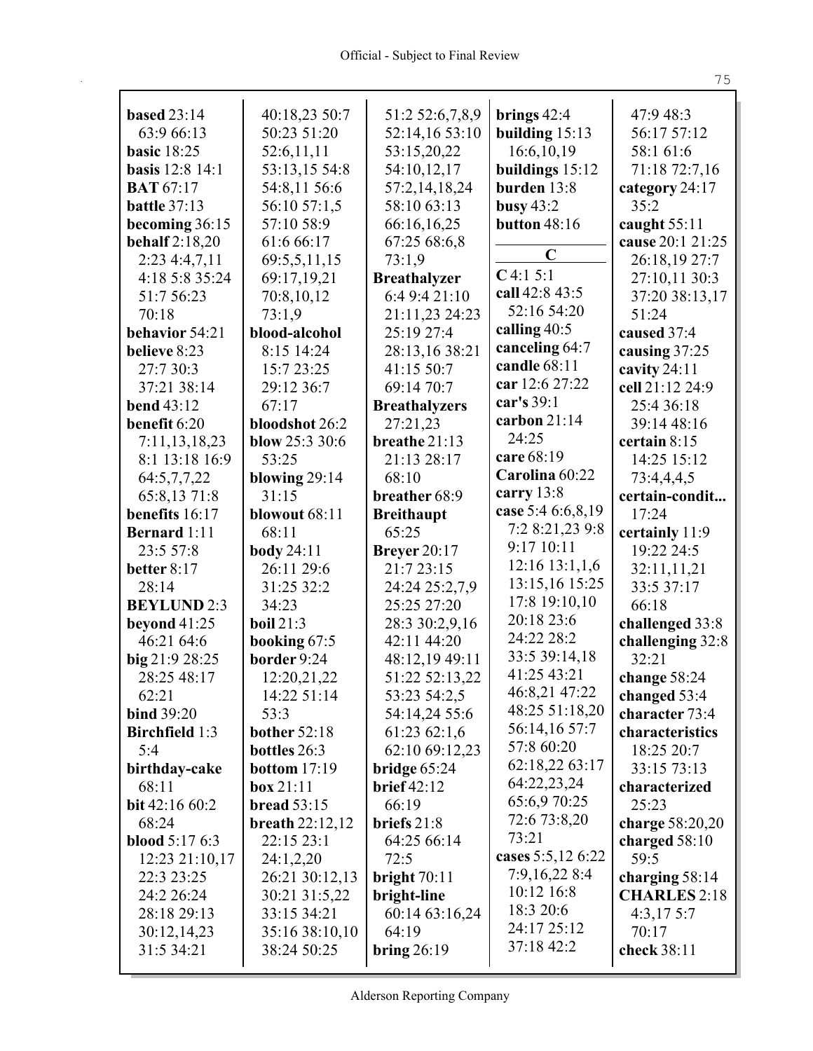**based** 23:14 63:9 66:13
**basic** 18:25
**basis** 12:8 14:1
**BAT** 67:17
**battle** 37:13
**becoming** 36:15
**behalf** 2:18,20 2:23 4:4,7,11 4:18 5:8 35:24 51:7 56:23 70:18
**behavior** 54:21
**believe** 8:23 27:7 30:3 37:21 38:14
**bend** 43:12
**benefit** 6:20 7:11,13,18,23 8:1 13:18 16:9 64:5,7,7,22 65:8,13 71:8
**benefits** 16:17
**Bernard** 1:11 23:5 57:8
**better** 8:17 28:14
**BEYLUND** 2:3
**beyond** 41:25 46:21 64:6
**big** 21:9 28:25 28:25 48:17 62:21
**bind** 39:20
**Birchfield** 1:3 5:4
**birthday-cake** 68:11
**bit** 42:16 60:2 68:24
**blood** 5:17 6:3 12:23 21:10,17 22:3 23:25 24:2 26:24 28:18 29:13 30:12,14,23 31:5 34:21 40:18,23 50:7 50:23 51:20 52:6,11,11 53:13,15 54:8 54:8,11 56:6 56:10 57:1,5 57:10 58:9 61:6 66:17 69:5,5,11,15 69:17,19,21 70:8,10,12 73:1,9
**blood-alcohol** 8:15 14:24 15:7 23:25 29:12 36:7 67:17
**bloodshot** 26:2
**blow** 25:3 30:6 53:25
**blowing** 29:14 31:15
**blowout** 68:11 68:11
**body** 24:11 26:11 29:6 31:25 32:2 34:23
**boil** 21:3
**booking** 67:5
**border** 9:24 12:20,21,22 14:22 51:14 53:3
**bother** 52:18
**bottles** 26:3
**bottom** 17:19
**box** 21:11
**bread** 53:15
**breath** 22:12,12 22:15 23:1 24:1,2,20 26:21 30:12,13 30:21 31:5,22 33:15 34:21 35:16 38:10,10 38:24 50:25 51:2 52:6,7,8,9 52:14,16 53:10 53:15,20,22 54:10,12,17 57:2,14,18,24 58:10 63:13 66:16,16,25 67:25 68:6,8 73:1,9
**Breathalyzer** 6:4 9:4 21:10 21:11,23 24:23 25:19 27:4 28:13,16 38:21 41:15 50:7 69:14 70:7
**Breathalyzers** 27:21,23
**breathe** 21:13 21:13 28:17 68:10
**breather** 68:9
**Breithaupt** 65:25
**Breyer** 20:17 21:7 23:15 24:24 25:2,7,9 25:25 27:20 28:3 30:2,9,16 42:11 44:20 48:12,19 49:11 51:22 52:13,22 53:23 54:2,5 54:14,24 55:6 61:23 62:1,6 62:10 69:12,23
**bridge** 65:24
**brief** 42:12 66:19
**briefs** 21:8 64:25 66:14 72:5
**bright** 70:11
**bright-line** 60:14 63:16,24 64:19
**bring** 26:19
**brings** 42:4
**building** 15:13 16:6,10,19
**buildings** 15:12
**burden** 13:8
**busy** 43:2
**button** 48:16

## C

**C** 4:1 5:1
**call** 42:8 43:5 52:16 54:20
**calling** 40:5
**canceling** 64:7
**candle** 68:11
**car** 12:6 27:22
**car's** 39:1
**carbon** 21:14 24:25
**care** 68:19
**Carolina** 60:22
**carry** 13:8
**case** 5:4 6:6,8,19 7:2 8:21,23 9:8 9:17 10:11 12:16 13:1,1,6 13:15,16 15:25 17:8 19:10,10 20:18 23:6 24:22 28:2 33:5 39:14,18 41:25 43:21 46:8,21 47:22 48:25 51:18,20 56:14,16 57:7 57:8 60:20 62:18,22 63:17 64:22,23,24 65:6,9 70:25 72:6 73:8,20 73:21
**cases** 5:5,12 6:22 7:9,16,22 8:4 10:12 16:8 18:3 20:6 24:17 25:12 37:18 42:2 47:9 48:3 56:17 57:12 58:1 61:6 71:18 72:7,16
**category** 24:17 35:2
**caught** 55:11
**cause** 20:1 21:25 26:18,19 27:7 27:10,11 30:3 37:20 38:13,17 51:24
**caused** 37:4
**causing** 37:25
**cavity** 24:11
**cell** 21:12 24:9 25:4 36:18 39:14 48:16
**certain** 8:15 14:25 15:12 73:4,4,4,5
**certain-condit...** 17:24
**certainly** 11:9 19:22 24:5 32:11,11,21 33:5 37:17 66:18
**challenged** 33:8
**challenging** 32:8 32:21
**change** 58:24
**changed** 53:4
**character** 73:4
**characteristics** 18:25 20:7 33:15 73:13
**characterized** 25:23
**charge** 58:20,20
**charged** 58:10 59:5
**charging** 58:14
**CHARLES** 2:18 4:3,17 5:7 70:17
**check** 38:11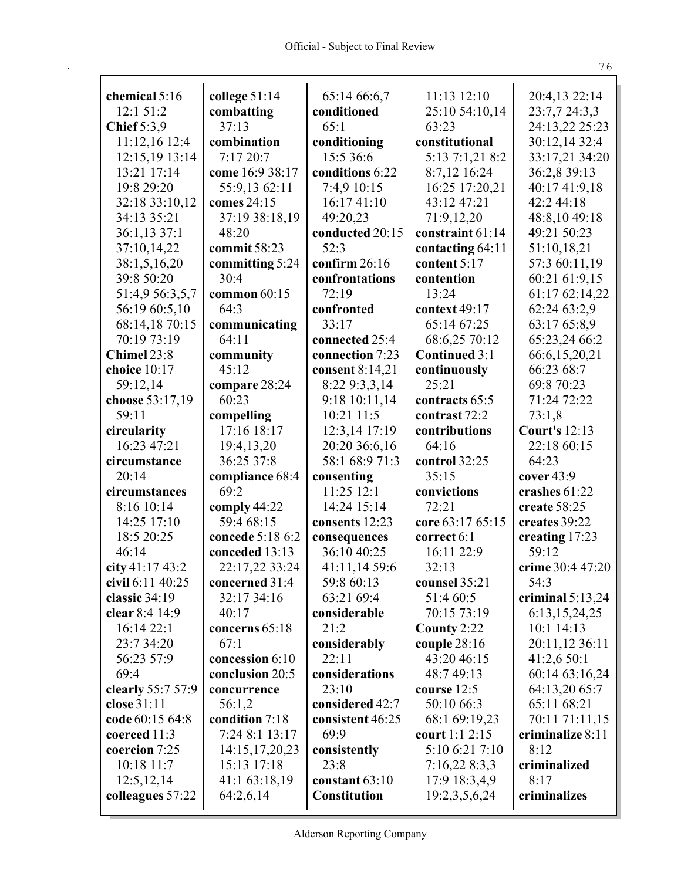**chemical** 5:16
12:1 51:2
**Chief** 5:3,9
11:12,16 12:4
12:15,19 13:14
13:21 17:14
19:8 29:20
32:18 33:10,12
34:13 35:21
36:1,13 37:1
37:10,14,22
38:1,5,16,20
39:8 50:20
51:4,9 56:3,5,7
56:19 60:5,10
68:14,18 70:15
70:19 73:19
**Chimel** 23:8
**choice** 10:17
59:12,14
**choose** 53:17,19
59:11
**circularity**
16:23 47:21
**circumstance**
20:14
**circumstances**
8:16 10:14
14:25 17:10
18:5 20:25
46:14
**city** 41:17 43:2
**civil** 6:11 40:25
**classic** 34:19
**clear** 8:4 14:9
16:14 22:1
23:7 34:20
56:23 57:9
69:4
**clearly** 55:7 57:9
**close** 31:11
**code** 60:15 64:8
**coerced** 11:3
**coercion** 7:25
10:18 11:7
12:5,12,14
**colleagues** 57:22
**college** 51:14
**combatting**
37:13
**combination**
7:17 20:7
**come** 16:9 38:17
55:9,13 62:11
**comes** 24:15
37:19 38:18,19
48:20
**commit** 58:23
**committing** 5:24
30:4
**common** 60:15
64:3
**communicating**
64:11
**community**
45:12
**compare** 28:24
60:23
**compelling**
17:16 18:17
19:4,13,20
36:25 37:8
**compliance** 68:4
69:2
**comply** 44:22
59:4 68:15
**concede** 5:18 6:2
**conceded** 13:13
22:17,22 33:24
**concerned** 31:4
32:17 34:16
40:17
**concerns** 65:18
67:1
**concession** 6:10
**conclusion** 20:5
**concurrence**
56:1,2
**condition** 7:18
7:24 8:1 13:17
14:15,17,20,23
15:13 17:18
41:1 63:18,19
64:2,6,14
65:14 66:6,7
**conditioned**
65:1
**conditioning**
15:5 36:6
**conditions** 6:22
7:4,9 10:15
16:17 41:10
49:20,23
**conducted** 20:15
52:3
**confirm** 26:16
**confrontations**
72:19
**confronted**
33:17
**connected** 25:4
**connection** 7:23
**consent** 8:14,21
8:22 9:3,3,14
9:18 10:11,14
10:21 11:5
12:3,14 17:19
20:20 36:6,16
58:1 68:9 71:3
**consenting**
11:25 12:1
14:24 15:14
**consents** 12:23
**consequences**
36:10 40:25
41:11,14 59:6
59:8 60:13
63:21 69:4
**considerable**
21:2
**considerably**
22:11
**considerations**
23:10
**considered** 42:7
**consistent** 46:25
69:9
**consistently**
23:8
**constant** 63:10
**Constitution**
11:13 12:10
25:10 54:10,14
63:23
**constitutional**
5:13 7:1,21 8:2
8:7,12 16:24
16:25 17:20,21
43:12 47:21
71:9,12,20
**constraint** 61:14
**contacting** 64:11
**content** 5:17
**contention**
13:24
**context** 49:17
65:14 67:25
68:6,25 70:12
**Continued** 3:1
**continuously**
25:21
**contracts** 65:5
**contrast** 72:2
**contributions**
64:16
**control** 32:25
35:15
**convictions**
72:21
**core** 63:17 65:15
**correct** 6:1
16:11 22:9
32:13
**counsel** 35:21
51:4 60:5
70:15 73:19
**County** 2:22
**couple** 28:16
43:20 46:15
48:7 49:13
**course** 12:5
50:10 66:3
68:1 69:19,23
**court** 1:1 2:15
5:10 6:21 7:10
7:16,22 8:3,3
17:9 18:3,4,9
19:2,3,5,6,24
20:4,13 22:14
23:7,7 24:3,3
24:13,22 25:23
30:12,14 32:4
33:17,21 34:20
36:2,8 39:13
40:17 41:9,18
42:2 44:18
48:8,10 49:18
49:21 50:23
51:10,18,21
57:3 60:11,19
60:21 61:9,15
61:17 62:14,22
62:24 63:2,9
63:17 65:8,9
65:23,24 66:2
66:6,15,20,21
66:23 68:7
69:8 70:23
71:24 72:22
73:1,8
**Court's** 12:13
22:18 60:15
64:23
**cover** 43:9
**crashes** 61:22
**create** 58:25
**creates** 39:22
**creating** 17:23
59:12
**crime** 30:4 47:20
54:3
**criminal** 5:13,24
6:13,15,24,25
10:1 14:13
20:11,12 36:11
41:2,6 50:1
60:14 63:16,24
64:13,20 65:7
65:11 68:21
70:11 71:11,15
**criminalize** 8:11
8:12
**criminalized**
8:17
**criminalizes**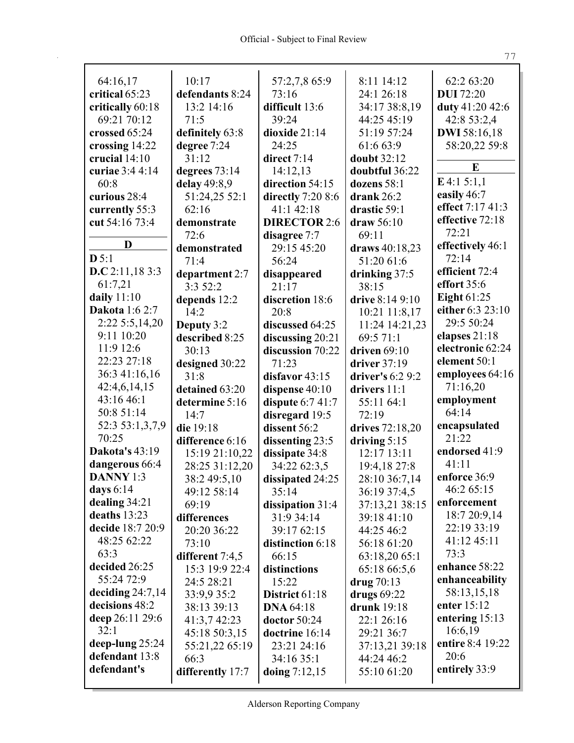64:16,17
**critical** 65:23
**critically** 60:18 69:21 70:12
**crossed** 65:24
**crossing** 14:22
**crucial** 14:10
**curiae** 3:4 4:14 60:8
**curious** 28:4
**currently** 55:3
**cut** 54:16 73:4

**D**

**D** 5:1
**D.C** 2:11,18 3:3 61:7,21
**daily** 11:10
**Dakota** 1:6 2:7 2:22 5:5,14,20 9:11 10:20 11:9 12:6 22:23 27:18 36:3 41:16,16 42:4,6,14,15 43:16 46:1 50:8 51:14 52:3 53:1,3,7,9 70:25
**Dakota's** 43:19
**dangerous** 66:4
**DANNY** 1:3
**days** 6:14
**dealing** 34:21
**deaths** 13:23
**decide** 18:7 20:9 48:25 62:22 63:3
**decided** 26:25 55:24 72:9
**deciding** 24:7,14
**decisions** 48:2
**deep** 26:11 29:6 32:1
**deep-lung** 25:24
**defendant** 13:8
**defendant's** 10:17
**defendants** 8:24 13:2 14:16 71:5
**definitely** 63:8
**degree** 7:24 31:12
**degrees** 73:14
**delay** 49:8,9 51:24,25 52:1 62:16
**demonstrate** 72:6
**demonstrated** 71:4
**department** 2:7 3:3 52:2
**depends** 12:2 14:2
**Deputy** 3:2
**described** 8:25 30:13
**designed** 30:22 31:8
**detained** 63:20
**determine** 5:16 14:7
**die** 19:18
**difference** 6:16 15:19 21:10,22 28:25 31:12,20 38:2 49:5,10 49:12 58:14 69:19
**differences** 20:20 36:22 73:10
**different** 7:4,5 15:3 19:9 22:4 24:5 28:21 33:9,9 35:2 38:13 39:13 41:3,7 42:23 45:18 50:3,15 55:21,22 65:19 66:3
**differently** 17:7
57:2,7,8 65:9 73:16
**difficult** 13:6 39:24
**dioxide** 21:14 24:25
**direct** 7:14 14:12,13
**direction** 54:15
**directly** 7:20 8:6 41:1 42:18
**DIRECTOR** 2:6
**disagree** 7:7 29:15 45:20 56:24
**disappeared** 21:17
**discretion** 18:6 20:8
**discussed** 64:25
**discussing** 20:21
**discussion** 70:22 71:23
**disfavor** 43:15
**dispense** 40:10
**dispute** 6:7 41:7
**disregard** 19:5
**dissent** 56:2
**dissenting** 23:5
**dissipate** 34:8 34:22 62:3,5
**dissipated** 24:25 35:14
**dissipation** 31:4 31:9 34:14 39:17 62:15
**distinction** 6:18 66:15
**distinctions** 15:22
**District** 61:18
**DNA** 64:18
**doctor** 50:24
**doctrine** 16:14 23:21 24:16 34:16 35:1
**doing** 7:12,15 8:11 14:12 24:1 26:18 34:17 38:8,19 44:25 45:19 51:19 57:24 61:6 63:9
**doubt** 32:12
**doubtful** 36:22
**dozens** 58:1
**drank** 26:2
**drastic** 59:1
**draw** 56:10 69:11
**draws** 40:18,23 51:20 61:6
**drinking** 37:5 38:15
**drive** 8:14 9:10 10:21 11:8,17 11:24 14:21,23 69:5 71:1
**driven** 69:10
**driver** 37:19
**driver's** 6:2 9:2
**drivers** 11:1 55:11 64:1 72:19
**drives** 72:18,20
**driving** 5:15 12:17 13:11 19:4,18 27:8 28:10 36:7,14 36:19 37:4,5 37:13,21 38:15 39:18 41:10 44:25 46:2 56:18 61:20 63:18,20 65:1 65:18 66:5,6
**drug** 70:13
**drugs** 69:22
**drunk** 19:18 22:1 26:16 29:21 36:7 37:13,21 39:18 44:24 46:2 55:10 61:20
62:2 63:20
**DUI** 72:20
**duty** 41:20 42:6 42:8 53:2,4
**DWI** 58:16,18 58:20,22 59:8

**E**

**E** 4:1 5:1,1
**easily** 46:7
**effect** 7:17 41:3
**effective** 72:18 72:21
**effectively** 46:1 72:14
**efficient** 72:4
**effort** 35:6
**Eight** 61:25
**either** 6:3 23:10 29:5 50:24
**elapses** 21:18
**electronic** 62:24
**element** 50:1
**employees** 64:16 71:16,20
**employment** 64:14
**encapsulated** 21:22
**endorsed** 41:9 41:11
**enforce** 36:9 46:2 65:15
**enforcement** 18:7 20:9,14 22:19 33:19 41:12 45:11 73:3
**enhance** 58:22
**enhanceability** 58:13,15,18
**enter** 15:12
**entering** 15:13 16:6,19
**entire** 8:4 19:22 20:6
**entirely** 33:9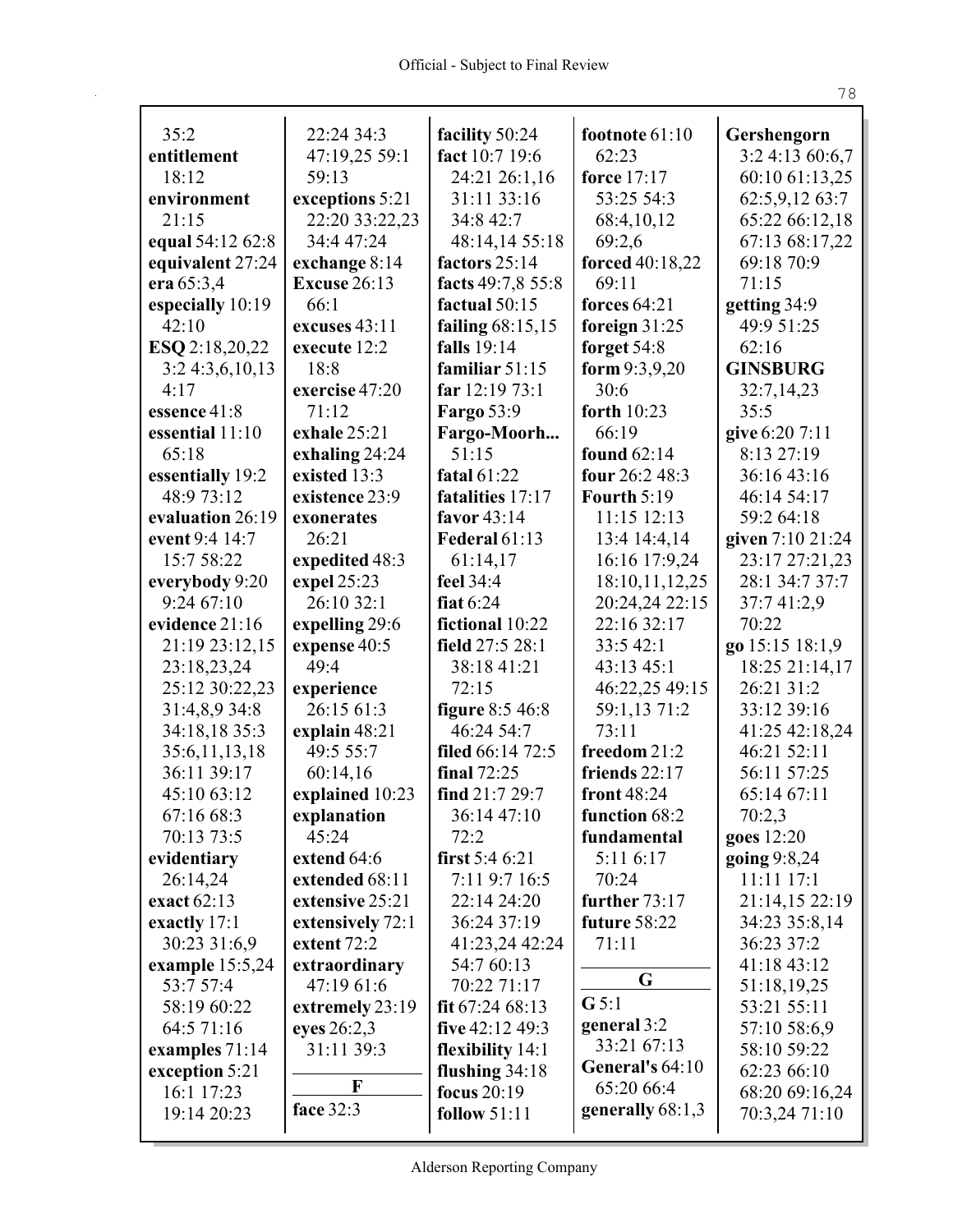35:2
**entitlement** 18:12
**environment** 21:15
**equal** 54:12 62:8
**equivalent** 27:24
**era** 65:3,4
**especially** 10:19 42:10
**ESQ** 2:18,20,22 3:2 4:3,6,10,13 4:17
**essence** 41:8
**essential** 11:10 65:18
**essentially** 19:2 48:9 73:12
**evaluation** 26:19
**event** 9:4 14:7 15:7 58:22
**everybody** 9:20 9:24 67:10
**evidence** 21:16 21:19 23:12,15 23:18,23,24 25:12 30:22,23 31:4,8,9 34:8 34:18,18 35:3 35:6,11,13,18 36:11 39:17 45:10 63:12 67:16 68:3 70:13 73:5
**evidentiary** 26:14,24
**exact** 62:13
**exactly** 17:1 30:23 31:6,9
**example** 15:5,24 53:7 57:4 58:19 60:22 64:5 71:16
**examples** 71:14
**exception** 5:21 16:1 17:23 19:14 20:23 22:24 34:3 47:19,25 59:1 59:13
**exceptions** 5:21 22:20 33:22,23 34:4 47:24
**exchange** 8:14
**Excuse** 26:13 66:1
**excuses** 43:11
**execute** 12:2 18:8
**exercise** 47:20 71:12
**exhale** 25:21
**exhaling** 24:24
**existed** 13:3
**existence** 23:9
**exonerates** 26:21
**expedited** 48:3
**expel** 25:23 26:10 32:1
**expelling** 29:6
**expense** 40:5 49:4
**experience** 26:15 61:3
**explain** 48:21 49:5 55:7 60:14,16
**explained** 10:23
**explanation** 45:24
**extend** 64:6
**extended** 68:11
**extensive** 25:21
**extensively** 72:1
**extent** 72:2
**extraordinary** 47:19 61:6
**extremely** 23:19
**eyes** 26:2,3 31:11 39:3

**F**

**face** 32:3
**facility** 50:24
**fact** 10:7 19:6 24:21 26:1,16 31:11 33:16 34:8 42:7 48:14,14 55:18
**factors** 25:14
**facts** 49:7,8 55:8
**factual** 50:15
**failing** 68:15,15
**falls** 19:14
**familiar** 51:15
**far** 12:19 73:1
**Fargo** 53:9
**Fargo-Moorh...** 51:15
**fatal** 61:22
**fatalities** 17:17
**favor** 43:14
**Federal** 61:13 61:14,17
**feel** 34:4
**fiat** 6:24
**fictional** 10:22
**field** 27:5 28:1 38:18 41:21 72:15
**figure** 8:5 46:8 46:24 54:7
**filed** 66:14 72:5
**final** 72:25
**find** 21:7 29:7 36:14 47:10 72:2
**first** 5:4 6:21 7:11 9:7 16:5 22:14 24:20 36:24 37:19 41:23,24 42:24 54:7 60:13 70:22 71:17
**fit** 67:24 68:13
**five** 42:12 49:3
**flexibility** 14:1
**flushing** 34:18
**focus** 20:19
**follow** 51:11
**footnote** 61:10 62:23
**force** 17:17 53:25 54:3 68:4,10,12 69:2,6
**forced** 40:18,22 69:11
**forces** 64:21
**foreign** 31:25
**forget** 54:8
**form** 9:3,9,20 30:6
**forth** 10:23 66:19
**found** 62:14
**four** 26:2 48:3
**Fourth** 5:19 11:15 12:13 13:4 14:4,14 16:16 17:9,24 18:10,11,12,25 20:24,24 22:15 22:16 32:17 33:5 42:1 43:13 45:1 46:22,25 49:15 59:1,13 71:2 73:11
**freedom** 21:2
**friends** 22:17
**front** 48:24
**function** 68:2
**fundamental** 5:11 6:17 70:24
**further** 73:17
**future** 58:22 71:11

**G**

**G** 5:1
**general** 3:2 33:21 67:13
**General's** 64:10 65:20 66:4
**generally** 68:1,3
**Gershengorn** 3:2 4:13 60:6,7 60:10 61:13,25 62:5,9,12 63:7 65:22 66:12,18 67:13 68:17,22 69:18 70:9 71:15
**getting** 34:9 49:9 51:25 62:16
**GINSBURG** 32:7,14,23 35:5
**give** 6:20 7:11 8:13 27:19 36:16 43:16 46:14 54:17 59:2 64:18
**given** 7:10 21:24 23:17 27:21,23 28:1 34:7 37:7 41:2,9 70:22
**go** 15:15 18:1,9 18:25 21:14,17 26:21 31:2 33:12 39:16 41:25 42:18,24 46:21 52:11 56:11 57:25 65:14 67:11 70:2,3
**goes** 12:20
**going** 9:8,24 11:11 17:1 21:14,15 22:19 34:23 35:8,14 36:23 37:2 41:18 43:12 51:18,19,25 53:21 55:11 57:10 58:6,9 58:10 59:22 62:23 66:10 68:20 69:16,24 70:3,24 71:10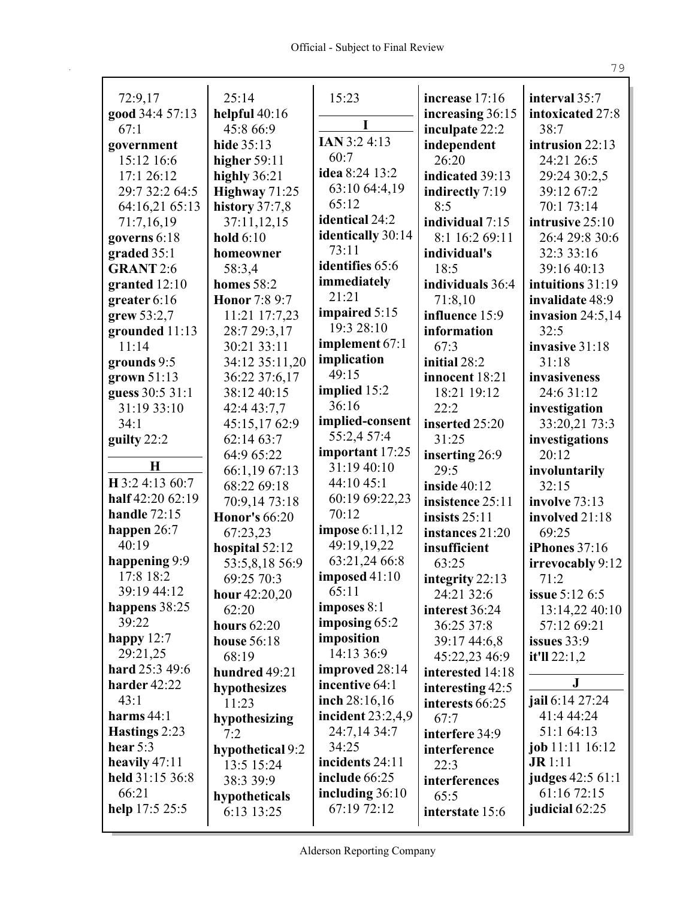72:9,17
**good** 34:4 57:13 67:1
**government** 15:12 16:6 17:1 26:12 29:7 32:2 64:5 64:16,21 65:13 71:7,16,19
**governs** 6:18
**graded** 35:1
**GRANT** 2:6
**granted** 12:10
**greater** 6:16
**grew** 53:2,7
**grounded** 11:13 11:14
**grounds** 9:5
**grown** 51:13
**guess** 30:5 31:1 31:19 33:10 34:1
**guilty** 22:2

**H**

**H** 3:2 4:13 60:7
**half** 42:20 62:19
**handle** 72:15
**happen** 26:7 40:19
**happening** 9:9 17:8 18:2 39:19 44:12
**happens** 38:25 39:22
**happy** 12:7 29:21,25
**hard** 25:3 49:6
**harder** 42:22 43:1
**harms** 44:1
**Hastings** 2:23
**hear** 5:3
**heavily** 47:11
**held** 31:15 36:8 66:21
**help** 17:5 25:5

25:14
**helpful** 40:16 45:8 66:9
**hide** 35:13
**higher** 59:11
**highly** 36:21
**Highway** 71:25
**history** 37:7,8 37:11,12,15
**hold** 6:10
**homeowner** 58:3,4
**homes** 58:2
**Honor** 7:8 9:7 11:21 17:7,23 28:7 29:3,17 30:21 33:11 34:12 35:11,20 36:22 37:6,17 38:12 40:15 42:4 43:7,7 45:15,17 62:9 62:14 63:7 64:9 65:22 66:1,19 67:13 68:22 69:18 70:9,14 73:18
**Honor's** 66:20 67:23,23
**hospital** 52:12 53:5,8,18 56:9 69:25 70:3
**hour** 42:20,20 62:20
**hours** 62:20
**house** 56:18 68:19
**hundred** 49:21
**hypothesizes** 11:23
**hypothesizing** 7:2
**hypothetical** 9:2 13:5 15:24 38:3 39:9
**hypotheticals** 6:13 13:25

15:23

**I**

**IAN** 3:2 4:13 60:7
**idea** 8:24 13:2 63:10 64:4,19 65:12
**identical** 24:2
**identically** 30:14 73:11
**identifies** 65:6
**immediately** 21:21
**impaired** 5:15 19:3 28:10
**implement** 67:1
**implication** 49:15
**implied** 15:2 36:16
**implied-consent** 55:2,4 57:4
**important** 17:25 31:19 40:10 44:10 45:1 60:19 69:22,23 70:12
**impose** 6:11,12 49:19,19,22 63:21,24 66:8
**imposed** 41:10 65:11
**imposes** 8:1
**imposing** 65:2
**imposition** 14:13 36:9
**improved** 28:14
**incentive** 64:1
**inch** 28:16,16
**incident** 23:2,4,9 24:7,14 34:7 34:25
**incidents** 24:11
**include** 66:25
**including** 36:10 67:19 72:12

**increase** 17:16
**increasing** 36:15
**inculpate** 22:2
**independent** 26:20
**indicated** 39:13
**indirectly** 7:19 8:5
**individual** 7:15 8:1 16:2 69:11
**individual's** 18:5
**individuals** 36:4 71:8,10
**influence** 15:9
**information** 67:3
**initial** 28:2
**innocent** 18:21 18:21 19:12 22:2
**inserted** 25:20 31:25
**inserting** 26:9 29:5
**inside** 40:12
**insistence** 25:11
**insists** 25:11
**instances** 21:20
**insufficient** 63:25
**integrity** 22:13 24:21 32:6
**interest** 36:24 36:25 37:8 39:17 44:6,8 45:22,23 46:9
**interested** 14:18
**interesting** 42:5
**interests** 66:25 67:7
**interfere** 34:9
**interference** 22:3
**interferences** 65:5
**interstate** 15:6

**interval** 35:7
**intoxicated** 27:8 38:7
**intrusion** 22:13 24:21 26:5 29:24 30:2,5 39:12 67:2 70:1 73:14
**intrusive** 25:10 26:4 29:8 30:6 32:3 33:16 39:16 40:13
**intuitions** 31:19
**invalidate** 48:9
**invasion** 24:5,14 32:5
**invasive** 31:18 31:18
**invasiveness** 24:6 31:12
**investigation** 33:20,21 73:3
**investigations** 20:12
**involuntarily** 32:15
**involve** 73:13
**involved** 21:18 69:25
**iPhones** 37:16
**irrevocably** 9:12 71:2
**issue** 5:12 6:5 13:14,22 40:10 57:12 69:21
**issues** 33:9
**it'll** 22:1,2

**J**

**jail** 6:14 27:24 41:4 44:24 51:1 64:13
**job** 11:11 16:12
**JR** 1:11
**judges** 42:5 61:1 61:16 72:15
**judicial** 62:25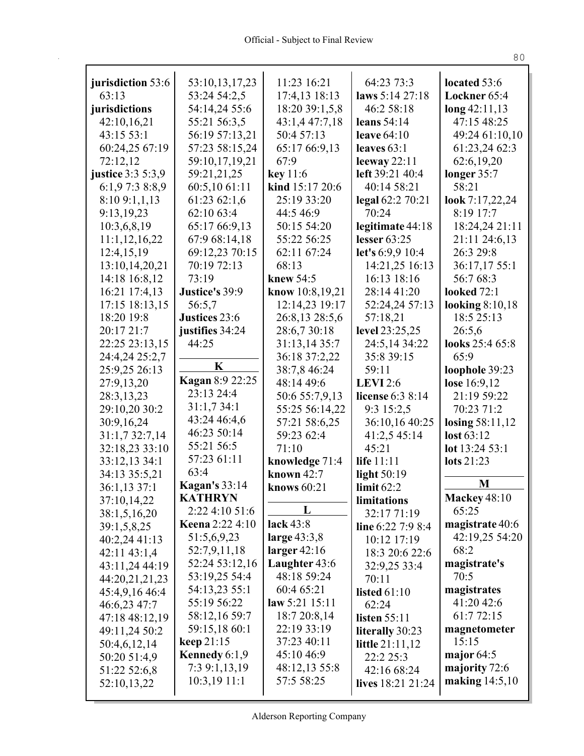**jurisdiction** 53:6 63:13
**jurisdictions** 42:10,16,21 43:15 53:1 60:24,25 67:19 72:12,12
**justice** 3:3 5:3,9 6:1,9 7:3 8:8,9 8:10 9:1,1,13 9:13,19,23 10:3,6,8,19 11:1,12,16,22 12:4,15,19 13:10,14,20,21 14:18 16:8,12 16:21 17:4,13 17:15 18:13,15 18:20 19:8 20:17 21:7 22:25 23:13,15 24:4,24 25:2,7 25:9,25 26:13 27:9,13,20 28:3,13,23 29:10,20 30:2 30:9,16,24 31:1,7 32:7,14 32:18,23 33:10 33:12,13 34:1 34:13 35:5,21 36:1,13 37:1 37:10,14,22 38:1,5,16,20 39:1,5,8,25 40:2,24 41:13 42:11 43:1,4 43:11,24 44:19 44:20,21,21,23 45:4,9,16 46:4 46:6,23 47:7 47:18 48:12,19 49:11,24 50:2 50:4,6,12,14 50:20 51:4,9 51:22 52:6,8 52:10,13,22 53:10,13,17,23 53:24 54:2,5 54:14,24 55:6 55:21 56:3,5 56:19 57:13,21 57:23 58:15,24 59:10,17,19,21 59:21,21,25 60:5,10 61:11 61:23 62:1,6 62:10 63:4 65:17 66:9,13 67:9 68:14,18 69:12,23 70:15 70:19 72:13 73:19
**Justice's** 39:9 56:5,7
**Justices** 23:6
**justifies** 34:24 44:25

## K

**Kagan** 8:9 22:25 23:13 24:4 31:1,7 34:1 43:24 46:4,6 46:23 50:14 55:21 56:5 57:23 61:11 63:4
**Kagan's** 33:14
**KATHRYN** 2:22 4:10 51:6
**Keena** 2:22 4:10 51:5,6,9,23 52:7,9,11,18 52:24 53:12,16 53:19,25 54:4 54:13,23 55:1 55:19 56:22 58:12,16 59:7 59:15,18 60:1
**keep** 21:15
**Kennedy** 6:1,9 7:3 9:1,13,19 10:3,19 11:1 11:23 16:21 17:4,13 18:13 18:20 39:1,5,8 43:1,4 47:7,18 50:4 57:13 65:17 66:9,13 67:9
**key** 11:6
**kind** 15:17 20:6 25:19 33:20 44:5 46:9 50:15 54:20 55:22 56:25 62:11 67:24 68:13
**knew** 54:5
**know** 10:8,19,21 12:14,23 19:17 26:8,13 28:5,6 28:6,7 30:18 31:13,14 35:7 36:18 37:2,22 38:7,8 46:24 48:14 49:6 50:6 55:7,9,13 55:25 56:14,22 57:21 58:6,25 59:23 62:4 71:10
**knowledge** 71:4
**known** 42:7
**knows** 60:21

## L

**lack** 43:8
**large** 43:3,8
**larger** 42:16
**Laughter** 43:6 48:18 59:24 60:4 65:21
**law** 5:21 15:11 18:7 20:8,14 22:19 33:19 37:23 40:11 45:10 46:9 48:12,13 55:8 57:5 58:25 64:23 73:3
**laws** 5:14 27:18 46:2 58:18
**leans** 54:14
**leave** 64:10
**leaves** 63:1
**leeway** 22:11
**left** 39:21 40:4 40:14 58:21
**legal** 62:2 70:21 70:24
**legitimate** 44:18
**lesser** 63:25
**let's** 6:9,9 10:4 14:21,25 16:13 16:13 18:16 28:14 41:20 52:24,24 57:13 57:18,21
**level** 23:25,25 24:5,14 34:22 35:8 39:15 59:11
**LEVI** 2:6
**license** 6:3 8:14 9:3 15:2,5 36:10,16 40:25 41:2,5 45:14 45:21
**life** 11:11
**light** 50:19
**limit** 62:2
**limitations** 32:17 71:19
**line** 6:22 7:9 8:4 10:12 17:19 18:3 20:6 22:6 32:9,25 33:4 70:11
**listed** 61:10 62:24
**listen** 55:11
**literally** 30:23
**little** 21:11,12 22:2 25:3 42:16 68:24
**lives** 18:21 21:24
**located** 53:6
**Lockner** 65:4
**long** 42:11,13 47:15 48:25 49:24 61:10,10 61:23,24 62:3 62:6,19,20
**longer** 35:7 58:21
**look** 7:17,22,24 8:19 17:7 18:24,24 21:11 21:11 24:6,13 26:3 29:8 36:17,17 55:1 56:7 68:3
**looked** 72:1
**looking** 8:10,18 18:5 25:13 26:5,6
**looks** 25:4 65:8 65:9
**loophole** 39:23
**lose** 16:9,12 21:19 59:22 70:23 71:2
**losing** 58:11,12
**lost** 63:12
**lot** 13:24 53:1
**lots** 21:23

## M

**Mackey** 48:10 65:25
**magistrate** 40:6 42:19,25 54:20 68:2
**magistrate's** 70:5
**magistrates** 41:20 42:6 61:7 72:15
**magnetometer** 15:15
**major** 64:5
**majority** 72:6
**making** 14:5,10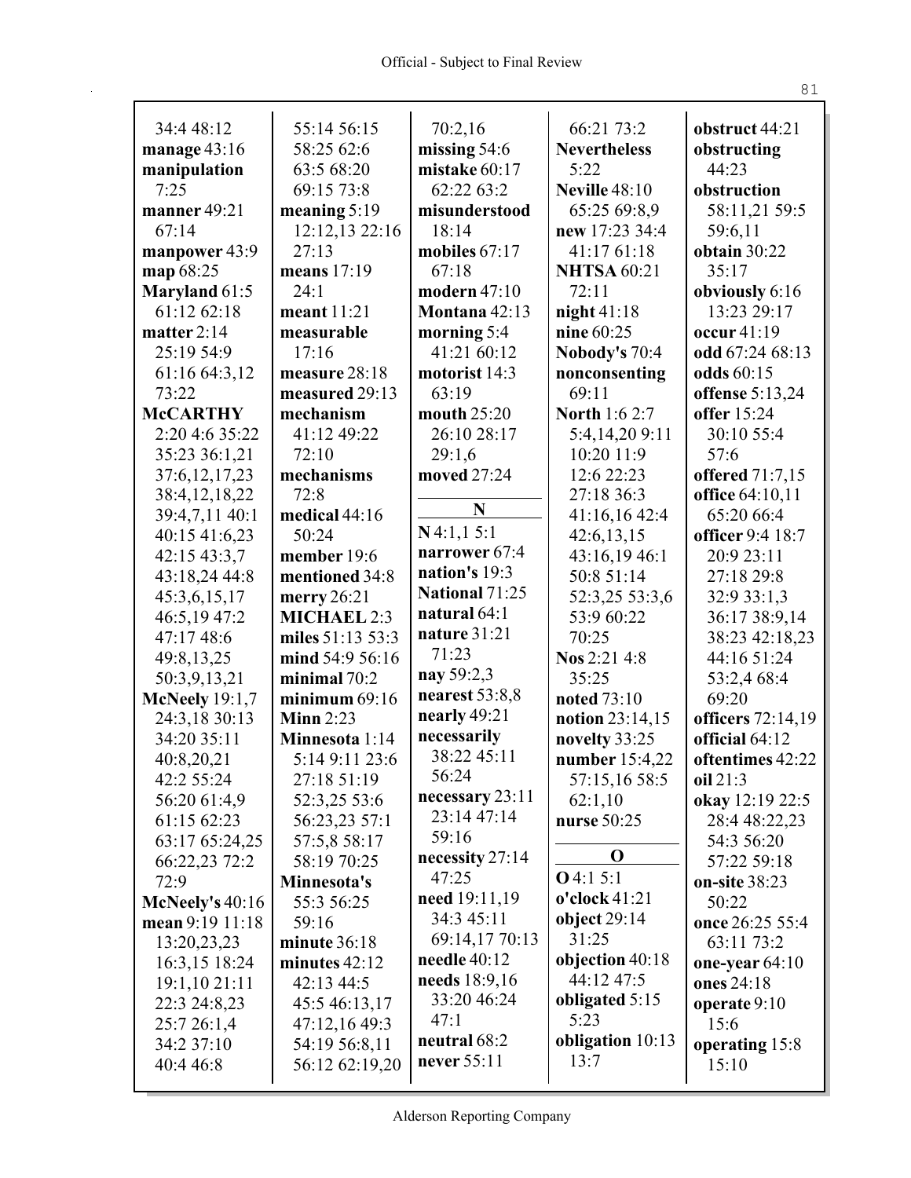34:4 48:12
**manage** 43:16
**manipulation** 7:25
**manner** 49:21 67:14
**manpower** 43:9
**map** 68:25
**Maryland** 61:5 61:12 62:18
**matter** 2:14 25:19 54:9 61:16 64:3,12 73:22
**McCARTHY** 2:20 4:6 35:22 35:23 36:1,21 37:6,12,17,23 38:4,12,18,22 39:4,7,11 40:1 40:15 41:6,23 42:15 43:3,7 43:18,24 44:8 45:3,6,15,17 46:5,19 47:2 47:17 48:6 49:8,13,25 50:3,9,13,21
**McNeely** 19:1,7 24:3,18 30:13 34:20 35:11 40:8,20,21 42:2 55:24 56:20 61:4,9 61:15 62:23 63:17 65:24,25 66:22,23 72:2 72:9
**McNeely's** 40:16
**mean** 9:19 11:18 13:20,23,23 16:3,15 18:24 19:1,10 21:11 22:3 24:8,23 25:7 26:1,4 34:2 37:10 40:4 46:8 55:14 56:15 58:25 62:6 63:5 68:20 69:15 73:8
**meaning** 5:19 12:12,13 22:16 27:13
**means** 17:19 24:1
**meant** 11:21
**measurable** 17:16
**measure** 28:18
**measured** 29:13
**mechanism** 41:12 49:22 72:10
**mechanisms** 72:8
**medical** 44:16 50:24
**member** 19:6
**mentioned** 34:8
**merry** 26:21
**MICHAEL** 2:3
**miles** 51:13 53:3
**mind** 54:9 56:16
**minimal** 70:2
**minimum** 69:16
**Minn** 2:23
**Minnesota** 1:14 5:14 9:11 23:6 27:18 51:19 52:3,25 53:6 56:23,23 57:1 57:5,8 58:17 58:19 70:25
**Minnesota's** 55:3 56:25 59:16
**minute** 36:18
**minutes** 42:12 42:13 44:5 45:5 46:13,17 47:12,16 49:3 54:19 56:8,11 56:12 62:19,20 70:2,16
**missing** 54:6
**mistake** 60:17 62:22 63:2
**misunderstood** 18:14
**mobiles** 67:17 67:18
**modern** 47:10
**Montana** 42:13
**morning** 5:4 41:21 60:12
**motorist** 14:3 63:19
**mouth** 25:20 26:10 28:17 29:1,6
**moved** 27:24

**N**

**N** 4:1,1 5:1
**narrower** 67:4
**nation's** 19:3
**National** 71:25
**natural** 64:1
**nature** 31:21 71:23
**nay** 59:2,3
**nearest** 53:8,8
**nearly** 49:21
**necessarily** 38:22 45:11 56:24
**necessary** 23:11 23:14 47:14 59:16
**necessity** 27:14 47:25
**need** 19:11,19 34:3 45:11 69:14,17 70:13
**needle** 40:12
**needs** 18:9,16 33:20 46:24 47:1
**neutral** 68:2
**never** 55:11 66:21 73:2
**Nevertheless** 5:22
**Neville** 48:10 65:25 69:8,9
**new** 17:23 34:4 41:17 61:18
**NHTSA** 60:21 72:11
**night** 41:18
**nine** 60:25
**Nobody's** 70:4
**nonconsenting** 69:11
**North** 1:6 2:7 5:4,14,20 9:11 10:20 11:9 12:6 22:23 27:18 36:3 41:16,16 42:4 42:6,13,15 43:16,19 46:1 50:8 51:14 52:3,25 53:3,6 53:9 60:22 70:25
**Nos** 2:21 4:8 35:25
**noted** 73:10
**notion** 23:14,15
**novelty** 33:25
**number** 15:4,22 57:15,16 58:5 62:1,10
**nurse** 50:25

**O**

**O** 4:1 5:1
**o'clock** 41:21
**object** 29:14 31:25
**objection** 40:18 44:12 47:5
**obligated** 5:15 5:23
**obligation** 10:13 13:7
**obstruct** 44:21
**obstructing** 44:23
**obstruction** 58:11,21 59:5 59:6,11
**obtain** 30:22 35:17
**obviously** 6:16 13:23 29:17
**occur** 41:19
**odd** 67:24 68:13
**odds** 60:15
**offense** 5:13,24
**offer** 15:24 30:10 55:4 57:6
**offered** 71:7,15
**office** 64:10,11 65:20 66:4
**officer** 9:4 18:7 20:9 23:11 27:18 29:8 32:9 33:1,3 36:17 38:9,14 38:23 42:18,23 44:16 51:24 53:2,4 68:4 69:20
**officers** 72:14,19
**official** 64:12
**oftentimes** 42:22
**oil** 21:3
**okay** 12:19 22:5 28:4 48:22,23 54:3 56:20 57:22 59:18
**on-site** 38:23 50:22
**once** 26:25 55:4 63:11 73:2
**one-year** 64:10
**ones** 24:18
**operate** 9:10 15:6
**operating** 15:8 15:10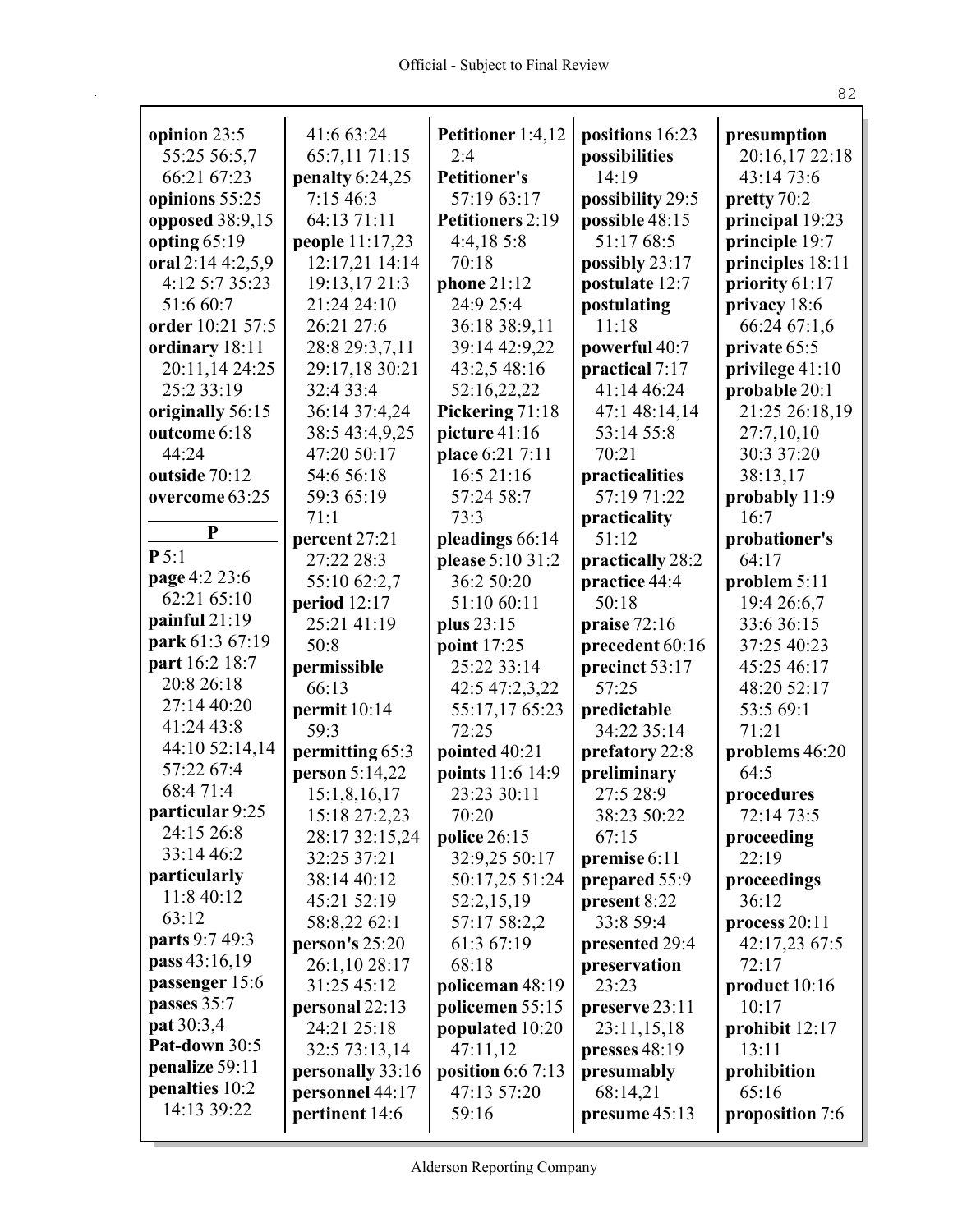**opinion** 23:5 55:25 56:5,7 66:21 67:23
**opinions** 55:25
**opposed** 38:9,15
**opting** 65:19
**oral** 2:14 4:2,5,9 4:12 5:7 35:23 51:6 60:7
**order** 10:21 57:5
**ordinary** 18:11 20:11,14 24:25 25:2 33:19
**originally** 56:15
**outcome** 6:18 44:24
**outside** 70:12
**overcome** 63:25

**P**

**P** 5:1
**page** 4:2 23:6 62:21 65:10
**painful** 21:19
**park** 61:3 67:19
**part** 16:2 18:7 20:8 26:18 27:14 40:20 41:24 43:8 44:10 52:14,14 57:22 67:4 68:4 71:4
**particular** 9:25 24:15 26:8 33:14 46:2
**particularly** 11:8 40:12 63:12
**parts** 9:7 49:3
**pass** 43:16,19
**passenger** 15:6
**passes** 35:7
**pat** 30:3,4
**Pat-down** 30:5
**penalize** 59:11
**penalties** 10:2 14:13 39:22 41:6 63:24 65:7,11 71:15
**penalty** 6:24,25 7:15 46:3 64:13 71:11
**people** 11:17,23 12:17,21 14:14 19:13,17 21:3 21:24 24:10 26:21 27:6 28:8 29:3,7,11 29:17,18 30:21 32:4 33:4 36:14 37:4,24 38:5 43:4,9,25 47:20 50:17 54:6 56:18 59:3 65:19 71:1
**percent** 27:21 27:22 28:3 55:10 62:2,7
**period** 12:17 25:21 41:19 50:8
**permissible** 66:13
**permit** 10:14 59:3
**permitting** 65:3
**person** 5:14,22 15:1,8,16,17 15:18 27:2,23 28:17 32:15,24 32:25 37:21 38:14 40:12 45:21 52:19 58:8,22 62:1
**person's** 25:20 26:1,10 28:17 31:25 45:12
**personal** 22:13 24:21 25:18 32:5 73:13,14
**personally** 33:16
**personnel** 44:17
**pertinent** 14:6
**Petitioner** 1:4,12 2:4
**Petitioner's** 57:19 63:17
**Petitioners** 2:19 4:4,18 5:8 70:18
**phone** 21:12 24:9 25:4 36:18 38:9,11 39:14 42:9,22 43:2,5 48:16 52:16,22,22
**Pickering** 71:18
**picture** 41:16
**place** 6:21 7:11 16:5 21:16 57:24 58:7 73:3
**pleadings** 66:14
**please** 5:10 31:2 36:2 50:20 51:10 60:11
**plus** 23:15
**point** 17:25 25:22 33:14 42:5 47:2,3,22 55:17,17 65:23 72:25
**pointed** 40:21
**points** 11:6 14:9 23:23 30:11 70:20
**police** 26:15 32:9,25 50:17 50:17,25 51:24 52:2,15,19 57:17 58:2,2 61:3 67:19 68:18
**policeman** 48:19
**policemen** 55:15
**populated** 10:20 47:11,12
**position** 6:6 7:13 47:13 57:20 59:16
**positions** 16:23
**possibilities** 14:19
**possibility** 29:5
**possible** 48:15 51:17 68:5
**possibly** 23:17
**postulate** 12:7
**postulating** 11:18
**powerful** 40:7
**practical** 7:17 41:14 46:24 47:1 48:14,14 53:14 55:8 70:21
**practicalities** 57:19 71:22
**practicality** 51:12
**practically** 28:2
**practice** 44:4 50:18
**praise** 72:16
**precedent** 60:16
**precinct** 53:17 57:25
**predictable** 34:22 35:14
**prefatory** 22:8
**preliminary** 27:5 28:9 38:23 50:22 67:15
**premise** 6:11
**prepared** 55:9
**present** 8:22 33:8 59:4
**presented** 29:4
**preservation** 23:23
**preserve** 23:11 23:11,15,18
**presses** 48:19
**presumably** 68:14,21
**presume** 45:13
**presumption** 20:16,17 22:18 43:14 73:6
**pretty** 70:2
**principal** 19:23
**principle** 19:7
**principles** 18:11
**priority** 61:17
**privacy** 18:6 66:24 67:1,6
**private** 65:5
**privilege** 41:10
**probable** 20:1 21:25 26:18,19 27:7,10,10 30:3 37:20 38:13,17
**probably** 11:9 16:7
**probationer's** 64:17
**problem** 5:11 19:4 26:6,7 33:6 36:15 37:25 40:23 45:25 46:17 48:20 52:17 53:5 69:1 71:21
**problems** 46:20 64:5
**procedures** 72:14 73:5
**proceeding** 22:19
**proceedings** 36:12
**process** 20:11 42:17,23 67:5 72:17
**product** 10:16 10:17
**prohibit** 12:17 13:11
**prohibition** 65:16
**proposition** 7:6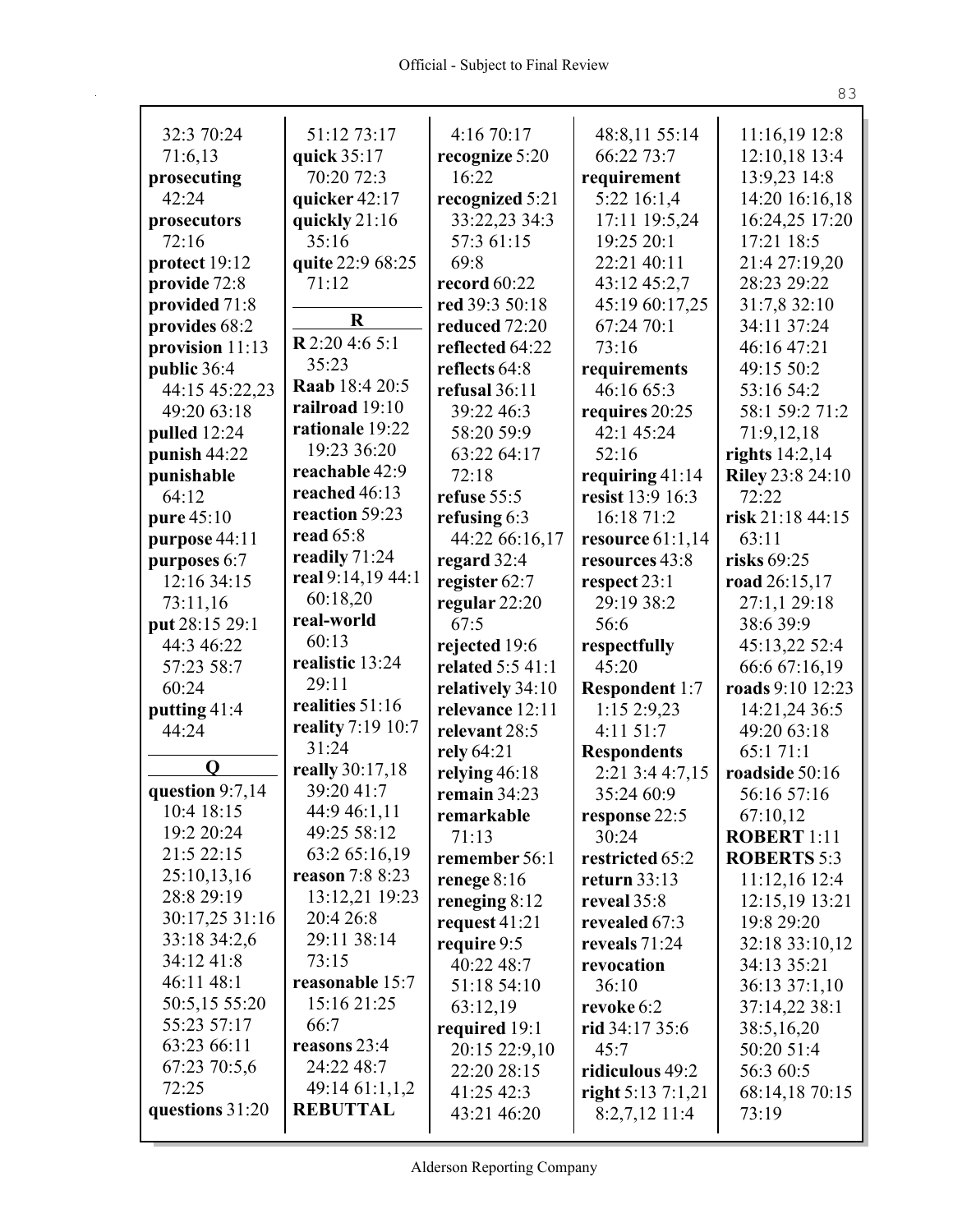32:3 70:24
71:6,13
**prosecuting**
42:24
**prosecutors**
72:16
**protect** 19:12
**provide** 72:8
**provided** 71:8
**provides** 68:2
**provision** 11:13
**public** 36:4
44:15 45:22,23
49:20 63:18
**pulled** 12:24
**punish** 44:22
**punishable**
64:12
**pure** 45:10
**purpose** 44:11
**purposes** 6:7
12:16 34:15
73:11,16
**put** 28:15 29:1
44:3 46:22
57:23 58:7
60:24
**putting** 41:4
44:24

**Q**

**question** 9:7,14
10:4 18:15
19:2 20:24
21:5 22:15
25:10,13,16
28:8 29:19
30:17,25 31:16
33:18 34:2,6
34:12 41:8
46:11 48:1
50:5,15 55:20
55:23 57:17
63:23 66:11
67:23 70:5,6
72:25
**questions** 31:20

51:12 73:17
**quick** 35:17
70:20 72:3
**quicker** 42:17
**quickly** 21:16
35:16
**quite** 22:9 68:25
71:12

**R**

**R** 2:20 4:6 5:1
35:23
**Raab** 18:4 20:5
**railroad** 19:10
**rationale** 19:22
19:23 36:20
**reachable** 42:9
**reached** 46:13
**reaction** 59:23
**read** 65:8
**readily** 71:24
**real** 9:14,19 44:1
60:18,20
**real-world**
60:13
**realistic** 13:24
29:11
**realities** 51:16
**reality** 7:19 10:7
31:24
**really** 30:17,18
39:20 41:7
44:9 46:1,11
49:25 58:12
63:2 65:16,19
**reason** 7:8 8:23
13:12,21 19:23
20:4 26:8
29:11 38:14
73:15
**reasonable** 15:7
15:16 21:25
66:7
**reasons** 23:4
24:22 48:7
49:14 61:1,1,2
**REBUTTAL**

4:16 70:17
**recognize** 5:20
16:22
**recognized** 5:21
33:22,23 34:3
57:3 61:15
69:8
**record** 60:22
**red** 39:3 50:18
**reduced** 72:20
**reflected** 64:22
**reflects** 64:8
**refusal** 36:11
39:22 46:3
58:20 59:9
63:22 64:17
72:18
**refuse** 55:5
**refusing** 6:3
44:22 66:16,17
**regard** 32:4
**register** 62:7
**regular** 22:20
67:5
**rejected** 19:6
**related** 5:5 41:1
**relatively** 34:10
**relevance** 12:11
**relevant** 28:5
**rely** 64:21
**relying** 46:18
**remain** 34:23
**remarkable**
71:13
**remember** 56:1
**renege** 8:16
**reneging** 8:12
**request** 41:21
**require** 9:5
40:22 48:7
51:18 54:10
63:12,19
**required** 19:1
20:15 22:9,10
22:20 28:15
41:25 42:3
43:21 46:20

48:8,11 55:14
66:22 73:7
**requirement**
5:22 16:1,4
17:11 19:5,24
19:25 20:1
22:21 40:11
43:12 45:2,7
45:19 60:17,25
67:24 70:1
73:16
**requirements**
46:16 65:3
**requires** 20:25
42:1 45:24
52:16
**requiring** 41:14
**resist** 13:9 16:3
16:18 71:2
**resource** 61:1,14
**resources** 43:8
**respect** 23:1
29:19 38:2
56:6
**respectfully**
45:20
**Respondent** 1:7
1:15 2:9,23
4:11 51:7
**Respondents**
2:21 3:4 4:7,15
35:24 60:9
**response** 22:5
30:24
**restricted** 65:2
**return** 33:13
**reveal** 35:8
**revealed** 67:3
**reveals** 71:24
**revocation**
36:10
**revoke** 6:2
**rid** 34:17 35:6
45:7
**ridiculous** 49:2
**right** 5:13 7:1,21
8:2,7,12 11:4

11:16,19 12:8
12:10,18 13:4
13:9,23 14:8
14:20 16:16,18
16:24,25 17:20
17:21 18:5
21:4 27:19,20
28:23 29:22
31:7,8 32:10
34:11 37:24
46:16 47:21
49:15 50:2
53:16 54:2
58:1 59:2 71:2
71:9,12,18
**rights** 14:2,14
**Riley** 23:8 24:10
72:22
**risk** 21:18 44:15
63:11
**risks** 69:25
**road** 26:15,17
27:1,1 29:18
38:6 39:9
45:13,22 52:4
66:6 67:16,19
**roads** 9:10 12:23
14:21,24 36:5
49:20 63:18
65:1 71:1
**roadside** 50:16
56:16 57:16
67:10,12
**ROBERT** 1:11
**ROBERTS** 5:3
11:12,16 12:4
12:15,19 13:21
19:8 29:20
32:18 33:10,12
34:13 35:21
36:13 37:1,10
37:14,22 38:1
38:5,16,20
50:20 51:4
56:3 60:5
68:14,18 70:15
73:19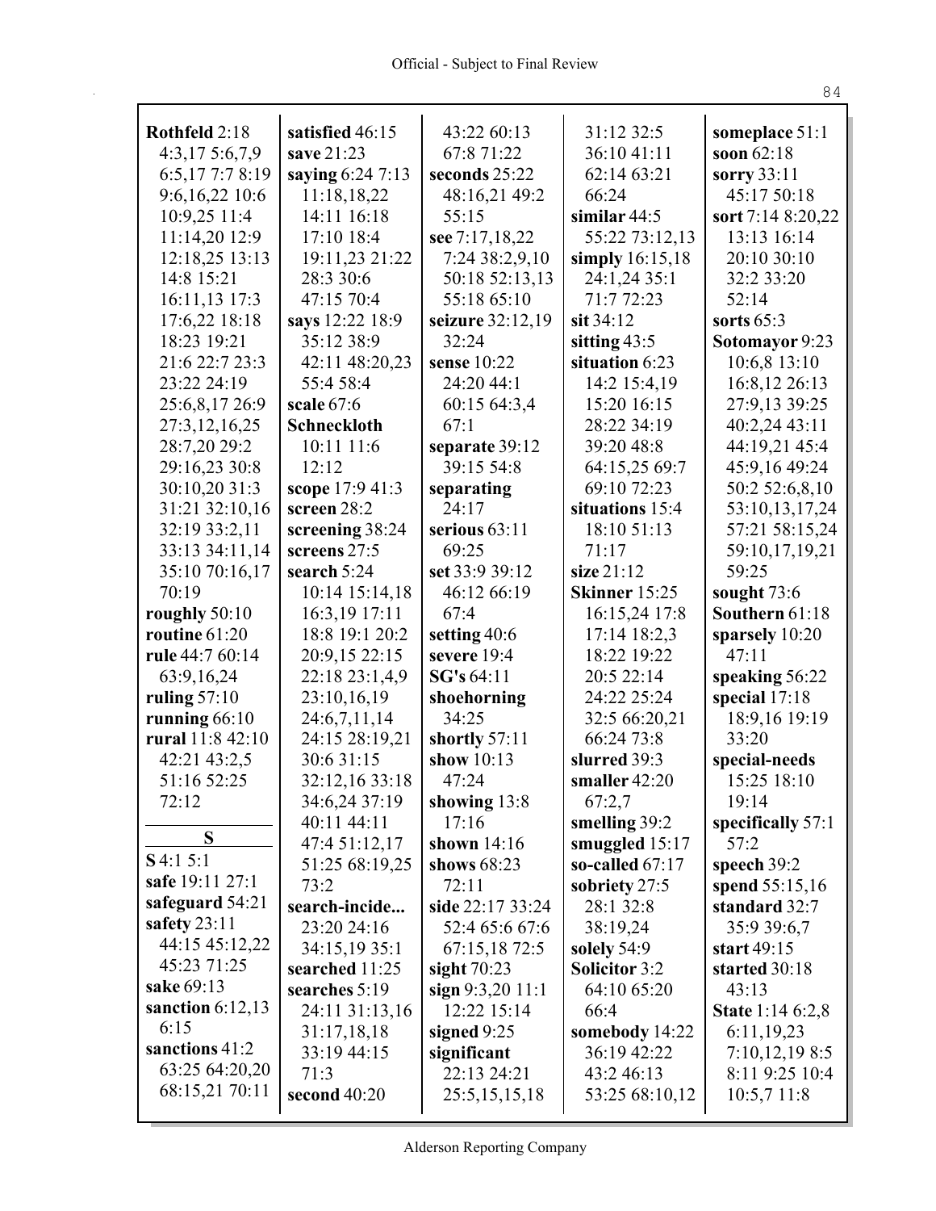**Rothfeld** 2:18 4:3,17 5:6,7,9 6:5,17 7:7 8:19 9:6,16,22 10:6 10:9,25 11:4 11:14,20 12:9 12:18,25 13:13 14:8 15:21 16:11,13 17:3 17:6,22 18:18 18:23 19:21 21:6 22:7 23:3 23:22 24:19 25:6,8,17 26:9 27:3,12,16,25 28:7,20 29:2 29:16,23 30:8 30:10,20 31:3 31:21 32:10,16 32:19 33:2,11 33:13 34:11,14 35:10 70:16,17 70:19
**roughly** 50:10
**routine** 61:20
**rule** 44:7 60:14 63:9,16,24
**ruling** 57:10
**running** 66:10
**rural** 11:8 42:10 42:21 43:2,5 51:16 52:25 72:12

**S**

**S** 4:1 5:1
**safe** 19:11 27:1
**safeguard** 54:21
**safety** 23:11 44:15 45:12,22 45:23 71:25
**sake** 69:13
**sanction** 6:12,13 6:15
**sanctions** 41:2 63:25 64:20,20 68:15,21 70:11
**satisfied** 46:15
**save** 21:23
**saying** 6:24 7:13 11:18,18,22 14:11 16:18 17:10 18:4 19:11,23 21:22 28:3 30:6 47:15 70:4
**says** 12:22 18:9 35:12 38:9 42:11 48:20,23 55:4 58:4
**scale** 67:6
**Schneckloth** 10:11 11:6 12:12
**scope** 17:9 41:3
**screen** 28:2
**screening** 38:24
**screens** 27:5
**search** 5:24 10:14 15:14,18 16:3,19 17:11 18:8 19:1 20:2 20:9,15 22:15 22:18 23:1,4,9 23:10,16,19 24:6,7,11,14 24:15 28:19,21 30:6 31:15 32:12,16 33:18 34:6,24 37:19 40:11 44:11 47:4 51:12,17 51:25 68:19,25 73:2
**search-incide...** 23:20 24:16 34:15,19 35:1
**searched** 11:25
**searches** 5:19 24:11 31:13,16 31:17,18,18 33:19 44:15 71:3
**second** 40:20 43:22 60:13 67:8 71:22
**seconds** 25:22 48:16,21 49:2 55:15
**see** 7:17,18,22 7:24 38:2,9,10 50:18 52:13,13 55:18 65:10
**seizure** 32:12,19 32:24
**sense** 10:22 24:20 44:1 60:15 64:3,4 67:1
**separate** 39:12 39:15 54:8
**separating** 24:17
**serious** 63:11 69:25
**set** 33:9 39:12 46:12 66:19 67:4
**setting** 40:6
**severe** 19:4
**SG's** 64:11
**shoehorning** 34:25
**shortly** 57:11
**show** 10:13 47:24
**showing** 13:8 17:16
**shown** 14:16
**shows** 68:23 72:11
**side** 22:17 33:24 52:4 65:6 67:6 67:15,18 72:5
**sight** 70:23
**sign** 9:3,20 11:1 12:22 15:14
**signed** 9:25
**significant** 22:13 24:21 25:5,15,15,18 31:12 32:5 36:10 41:11 62:14 63:21 66:24
**similar** 44:5 55:22 73:12,13
**simply** 16:15,18 24:1,24 35:1 71:7 72:23
**sit** 34:12
**sitting** 43:5
**situation** 6:23 14:2 15:4,19 15:20 16:15 28:22 34:19 39:20 48:8 64:15,25 69:7 69:10 72:23
**situations** 15:4 18:10 51:13 71:17
**size** 21:12
**Skinner** 15:25 16:15,24 17:8 17:14 18:2,3 18:22 19:22 20:5 22:14 24:22 25:24 32:5 66:20,21 66:24 73:8
**slurred** 39:3
**smaller** 42:20 67:2,7
**smelling** 39:2
**smuggled** 15:17
**so-called** 67:17
**sobriety** 27:5 28:1 32:8 38:19,24
**solely** 54:9
**Solicitor** 3:2 64:10 65:20 66:4
**somebody** 14:22 36:19 42:22 43:2 46:13 53:25 68:10,12
**someplace** 51:1
**soon** 62:18
**sorry** 33:11 45:17 50:18
**sort** 7:14 8:20,22 13:13 16:14 20:10 30:10 32:2 33:20 52:14
**sorts** 65:3
**Sotomayor** 9:23 10:6,8 13:10 16:8,12 26:13 27:9,13 39:25 40:2,24 43:11 44:19,21 45:4 45:9,16 49:24 50:2 52:6,8,10 53:10,13,17,24 57:21 58:15,24 59:10,17,19,21 59:25
**sought** 73:6
**Southern** 61:18
**sparsely** 10:20 47:11
**speaking** 56:22
**special** 17:18 18:9,16 19:19 33:20
**special-needs** 15:25 18:10 19:14
**specifically** 57:1 57:2
**speech** 39:2
**spend** 55:15,16
**standard** 32:7 35:9 39:6,7
**start** 49:15
**started** 30:18 43:13
**State** 1:14 6:2,8 6:11,19,23 7:10,12,19 8:5 8:11 9:25 10:4 10:5,7 11:8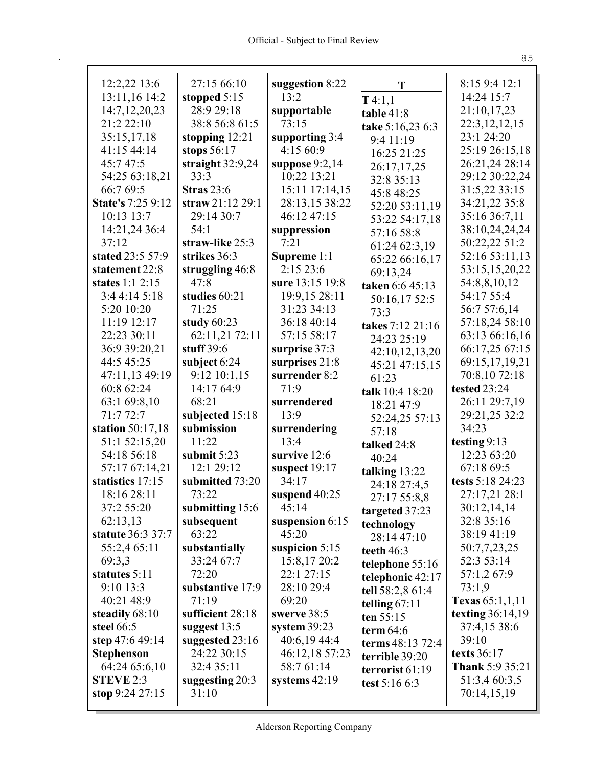12:2,22 13:6
13:11,16 14:2
14:7,12,20,23
21:2 22:10
35:15,17,18
41:15 44:14
45:7 47:5
54:25 63:18,21
66:7 69:5
**State's** 7:25 9:12
10:13 13:7
14:21,24 36:4
37:12
**stated** 23:5 57:9
**statement** 22:8
**states** 1:1 2:15
3:4 4:14 5:18
5:20 10:20
11:19 12:17
22:23 30:11
36:9 39:20,21
44:5 45:25
47:11,13 49:19
60:8 62:24
63:1 69:8,10
71:7 72:7
**station** 50:17,18
51:1 52:15,20
54:18 56:18
57:17 67:14,21
**statistics** 17:15
18:16 28:11
37:2 55:20
62:13,13
**statute** 36:3 37:7
55:2,4 65:11
69:3,3
**statutes** 5:11
9:10 13:3
40:21 48:9
**steadily** 68:10
**steel** 66:5
**step** 47:6 49:14
**Stephenson**
64:24 65:6,10
**STEVE** 2:3
**stop** 9:24 27:15
27:15 66:10
**stopped** 5:15
28:9 29:18
38:8 56:8 61:5
**stopping** 12:21
**stops** 56:17
**straight** 32:9,24
33:3
**Stras** 23:6
**straw** 21:12 29:1
29:14 30:7
54:1
**straw-like** 25:3
**strikes** 36:3
**struggling** 46:8
47:8
**studies** 60:21
71:25
**study** 60:23
62:11,21 72:11
**stuff** 39:6
**subject** 6:24
9:12 10:1,15
14:17 64:9
68:21
**subjected** 15:18
**submission**
11:22
**submit** 5:23
12:1 29:12
**submitted** 73:20
73:22
**submitting** 15:6
**subsequent**
63:22
**substantially**
33:24 67:7
72:20
**substantive** 17:9
71:19
**sufficient** 28:18
**suggest** 13:5
**suggested** 23:16
24:22 30:15
32:4 35:11
**suggesting** 20:3
31:10
**suggestion** 8:22
13:2
**supportable**
73:15
**supporting** 3:4
4:15 60:9
**suppose** 9:2,14
10:22 13:21
15:11 17:14,15
28:13,15 38:22
46:12 47:15
**suppression**
7:21
**Supreme** 1:1
2:15 23:6
**sure** 13:15 19:8
19:9,15 28:11
31:23 34:13
36:18 40:14
57:15 58:17
**surprise** 37:3
**surprises** 21:8
**surrender** 8:2
71:9
**surrendered**
13:9
**surrendering**
13:4
**survive** 12:6
**suspect** 19:17
34:17
**suspend** 40:25
45:14
**suspension** 6:15
45:20
**suspicion** 5:15
15:8,17 20:2
22:1 27:15
28:10 29:4
69:20
**swerve** 38:5
**system** 39:23
40:6,19 44:4
46:12,18 57:23
58:7 61:14
**systems** 42:19

**T**

**T** 4:1,1
**table** 41:8
**take** 5:16,23 6:3
9:4 11:19
16:25 21:25
26:17,17,25
32:8 35:13
45:8 48:25
52:20 53:11,19
53:22 54:17,18
57:16 58:8
61:24 62:3,19
65:22 66:16,17
69:13,24
**taken** 6:6 45:13
50:16,17 52:5
73:3
**takes** 7:12 21:16
24:23 25:19
42:10,12,13,20
45:21 47:15,15
61:23
**talk** 10:4 18:20
18:21 47:9
52:24,25 57:13
57:18
**talked** 24:8
40:24
**talking** 13:22
24:18 27:4,5
27:17 55:8,8
**targeted** 37:23
**technology**
28:14 47:10
**teeth** 46:3
**telephone** 55:16
**telephonic** 42:17
**tell** 58:2,8 61:4
**telling** 67:11
**ten** 55:15
**term** 64:6
**terms** 48:13 72:4
**terrible** 39:20
**terrorist** 61:19
**test** 5:16 6:3
8:15 9:4 12:1
14:24 15:7
21:10,17,23
22:3,12,12,15
23:1 24:20
25:19 26:15,18
26:21,24 28:14
29:12 30:22,24
31:5,22 33:15
34:21,22 35:8
35:16 36:7,11
38:10,24,24,24
50:22,22 51:2
52:16 53:11,13
53:15,15,20,22
54:8,8,10,12
54:17 55:4
56:7 57:6,14
57:18,24 58:10
63:13 66:16,16
66:17,25 67:15
69:15,17,19,21
70:8,10 72:18
**tested** 23:24
26:11 29:7,19
29:21,25 32:2
34:23
**testing** 9:13
12:23 63:20
67:18 69:5
**tests** 5:18 24:23
27:17,21 28:1
30:12,14,14
32:8 35:16
38:19 41:19
50:7,7,23,25
52:3 53:14
57:1,2 67:9
73:1,9
**Texas** 65:1,1,11
**texting** 36:14,19
37:4,15 38:6
39:10
**texts** 36:17
**Thank** 5:9 35:21
51:3,4 60:3,5
70:14,15,19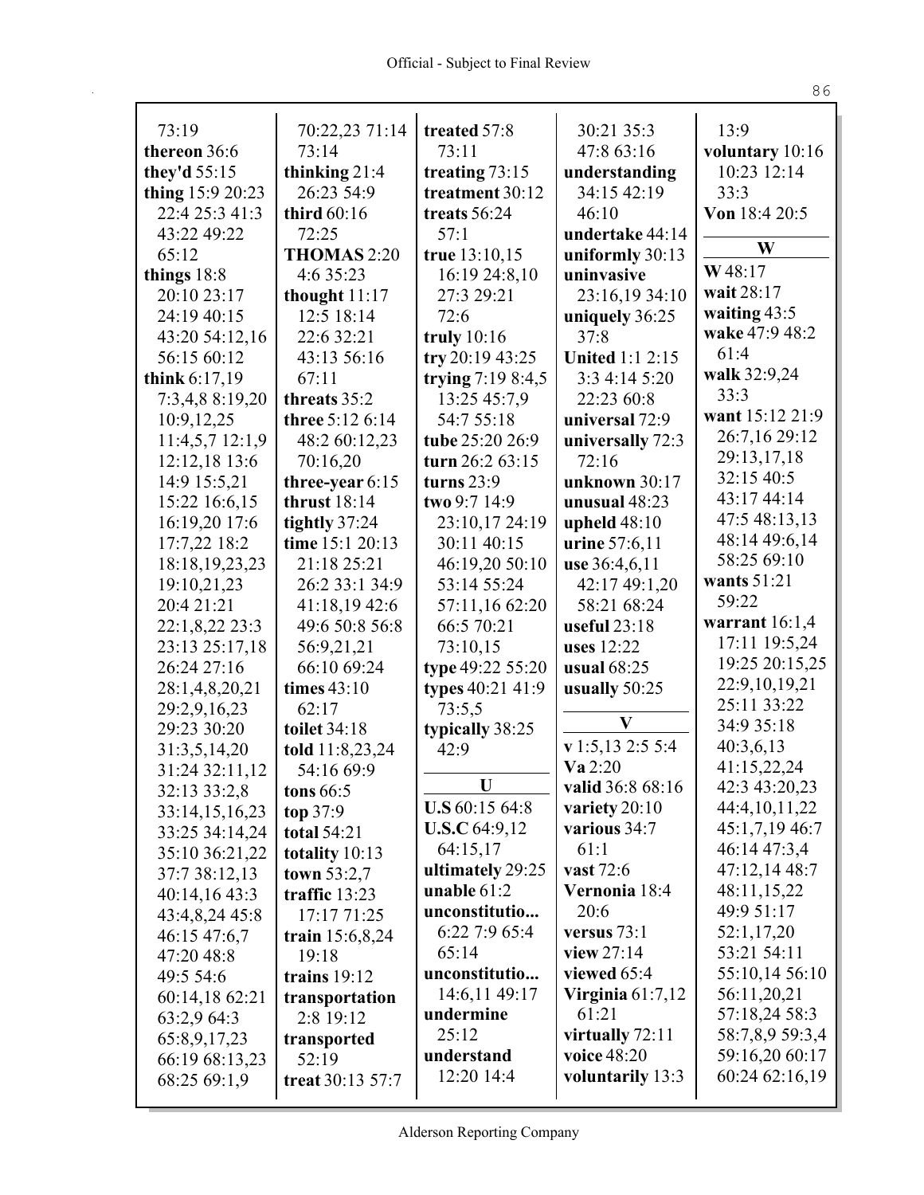73:19
**thereon** 36:6
**they'd** 55:15
**thing** 15:9 20:23 22:4 25:3 41:3 43:22 49:22 65:12
**things** 18:8 20:10 23:17 24:19 40:15 43:20 54:12,16 56:15 60:12
**think** 6:17,19 7:3,4,8 8:19,20 10:9,12,25 11:4,5,7 12:1,9 12:12,18 13:6 14:9 15:5,21 15:22 16:6,15 16:19,20 17:6 17:7,22 18:2 18:18,19,23,23 19:10,21,23 20:4 21:21 22:1,8,22 23:3 23:13 25:17,18 26:24 27:16 28:1,4,8,20,21 29:2,9,16,23 29:23 30:20 31:3,5,14,20 31:24 32:11,12 32:13 33:2,8 33:14,15,16,23 33:25 34:14,24 35:10 36:21,22 37:7 38:12,13 40:14,16 43:3 43:4,8,24 45:8 46:15 47:6,7 47:20 48:8 49:5 54:6 60:14,18 62:21 63:2,9 64:3 65:8,9,17,23 66:19 68:13,23 68:25 69:1,9 70:22,23 71:14 73:14
**thinking** 21:4 26:23 54:9
**third** 60:16 72:25
**THOMAS** 2:20 4:6 35:23
**thought** 11:17 12:5 18:14 22:6 32:21 43:13 56:16 67:11
**threats** 35:2
**three** 5:12 6:14 48:2 60:12,23 70:16,20
**three-year** 6:15
**thrust** 18:14
**tightly** 37:24
**time** 15:1 20:13 21:18 25:21 26:2 33:1 34:9 41:18,19 42:6 49:6 50:8 56:8 56:9,21,21 66:10 69:24
**times** 43:10 62:17
**toilet** 34:18
**told** 11:8,23,24 54:16 69:9
**tons** 66:5
**top** 37:9
**total** 54:21
**totality** 10:13
**town** 53:2,7
**traffic** 13:23 17:17 71:25
**train** 15:6,8,24 19:18
**trains** 19:12
**transportation** 2:8 19:12
**transported** 52:19
**treat** 30:13 57:7
**treated** 57:8 73:11
**treating** 73:15
**treatment** 30:12
**treats** 56:24 57:1
**true** 13:10,15 16:19 24:8,10 27:3 29:21 72:6
**truly** 10:16
**try** 20:19 43:25
**trying** 7:19 8:4,5 13:25 45:7,9 54:7 55:18
**tube** 25:20 26:9
**turn** 26:2 63:15
**turns** 23:9
**two** 9:7 14:9 23:10,17 24:19 30:11 40:15 46:19,20 50:10 53:14 55:24 57:11,16 62:20 66:5 70:21 73:10,15
**type** 49:22 55:20
**types** 40:21 41:9 73:5,5
**typically** 38:25 42:9

## U

**U.S** 60:15 64:8
**U.S.C** 64:9,12 64:15,17
**ultimately** 29:25
**unable** 61:2
**unconstitutio...** 6:22 7:9 65:4 65:14
**unconstitutio...** 14:6,11 49:17
**undermine** 25:12
**understand** 12:20 14:4 30:21 35:3 47:8 63:16
**understanding** 34:15 42:19 46:10
**undertake** 44:14
**uniformly** 30:13
**uninvasive** 23:16,19 34:10
**uniquely** 36:25 37:8
**United** 1:1 2:15 3:3 4:14 5:20 22:23 60:8
**universal** 72:9
**universally** 72:3 72:16
**unknown** 30:17
**unusual** 48:23
**upheld** 48:10
**urine** 57:6,11
**use** 36:4,6,11 42:17 49:1,20 58:21 68:24
**useful** 23:18
**uses** 12:22
**usual** 68:25
**usually** 50:25

## V

**v** 1:5,13 2:5 5:4
**Va** 2:20
**valid** 36:8 68:16
**variety** 20:10
**various** 34:7 61:1
**vast** 72:6
**Vernonia** 18:4 20:6
**versus** 73:1
**view** 27:14
**viewed** 65:4
**Virginia** 61:7,12 61:21
**virtually** 72:11
**voice** 48:20
**voluntarily** 13:3 13:9
**voluntary** 10:16 10:23 12:14 33:3
**Von** 18:4 20:5

## W

**W** 48:17
**wait** 28:17
**waiting** 43:5
**wake** 47:9 48:2 61:4
**walk** 32:9,24 33:3
**want** 15:12 21:9 26:7,16 29:12 29:13,17,18 32:15 40:5 43:17 44:14 47:5 48:13,13 48:14 49:6,14 58:25 69:10
**wants** 51:21 59:22
**warrant** 16:1,4 17:11 19:5,24 19:25 20:15,25 22:9,10,19,21 25:11 33:22 34:9 35:18 40:3,6,13 41:15,22,24 42:3 43:20,23 44:4,10,11,22 45:1,7,19 46:7 46:14 47:3,4 47:12,14 48:7 48:11,15,22 49:9 51:17 52:1,17,20 53:21 54:11 55:10,14 56:10 56:11,20,21 57:18,24 58:3 58:7,8,9 59:3,4 59:16,20 60:17 60:24 62:16,19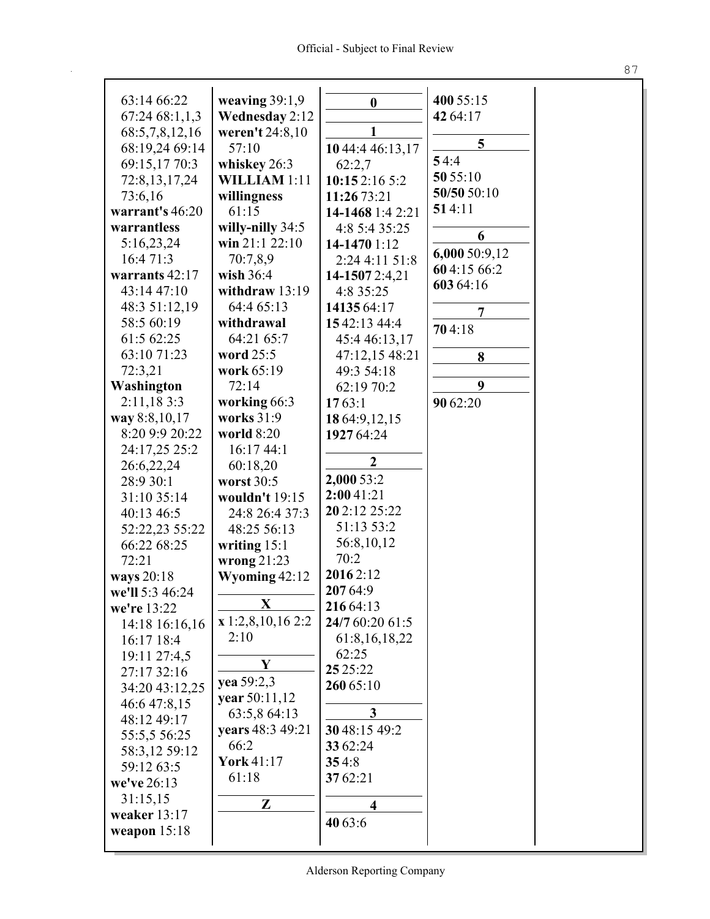63:14 66:22
67:24 68:1,1,3
68:5,7,8,12,16
68:19,24 69:14
69:15,17 70:3
72:8,13,17,24
73:6,16
**warrant's** 46:20
**warrantless**
5:16,23,24
16:4 71:3
**warrants** 42:17
43:14 47:10
48:3 51:12,19
58:5 60:19
61:5 62:25
63:10 71:23
72:3,21
**Washington**
2:11,18 3:3
**way** 8:8,10,17
8:20 9:9 20:22
24:17,25 25:2
26:6,22,24
28:9 30:1
31:10 35:14
40:13 46:5
52:22,23 55:22
66:22 68:25
72:21
**ways** 20:18
**we'll** 5:3 46:24
**we're** 13:22
14:18 16:16,16
16:17 18:4
19:11 27:4,5
27:17 32:16
34:20 43:12,25
46:6 47:8,15
48:12 49:17
55:5,5 56:25
58:3,12 59:12
59:12 63:5
**we've** 26:13
31:15,15
**weaker** 13:17
**weapon** 15:18

**weaving** 39:1,9
**Wednesday** 2:12
**weren't** 24:8,10
57:10
**whiskey** 26:3
**WILLIAM** 1:11
**willingness**
61:15
**willy-nilly** 34:5
**win** 21:1 22:10
70:7,8,9
**wish** 36:4
**withdraw** 13:19
64:4 65:13
**withdrawal**
64:21 65:7
**word** 25:5
**work** 65:19
72:14
**working** 66:3
**works** 31:9
**world** 8:20
16:17 44:1
60:18,20
**worst** 30:5
**wouldn't** 19:15
24:8 26:4 37:3
48:25 56:13
**writing** 15:1
**wrong** 21:23
**Wyoming** 42:12

**X**

**x** 1:2,8,10,16 2:2
2:10

**Y**

**yea** 59:2,3
**year** 50:11,12
63:5,8 64:13
**years** 48:3 49:21
66:2
**York** 41:17
61:18

**Z**

**0**

**1**

**10** 44:4 46:13,17
62:2,7
**10:15** 2:16 5:2
**11:26** 73:21
**14-1468** 1:4 2:21
4:8 5:4 35:25
**14-1470** 1:12
2:24 4:11 51:8
**14-1507** 2:4,21
4:8 35:25
**14135** 64:17
**15** 42:13 44:4
45:4 46:13,17
47:12,15 48:21
49:3 54:18
62:19 70:2
**17** 63:1
**18** 64:9,12,15
**1927** 64:24

**2**

**2,000** 53:2
**2:00** 41:21
**20** 2:12 25:22
51:13 53:2
56:8,10,12
70:2
**2016** 2:12
**207** 64:9
**216** 64:13
**24/7** 60:20 61:5
61:8,16,18,22
62:25
**25** 25:22
**260** 65:10

**3**

**30** 48:15 49:2
**33** 62:24
**35** 4:8
**37** 62:21

**4**

**40** 63:6
**400** 55:15
**42** 64:17

**5**

**5** 4:4
**50** 55:10
**50/50** 50:10
**51** 4:11

**6**

**6,000** 50:9,12
**60** 4:15 66:2
**603** 64:16

**7**

**70** 4:18

**8**

**9**

**90** 62:20